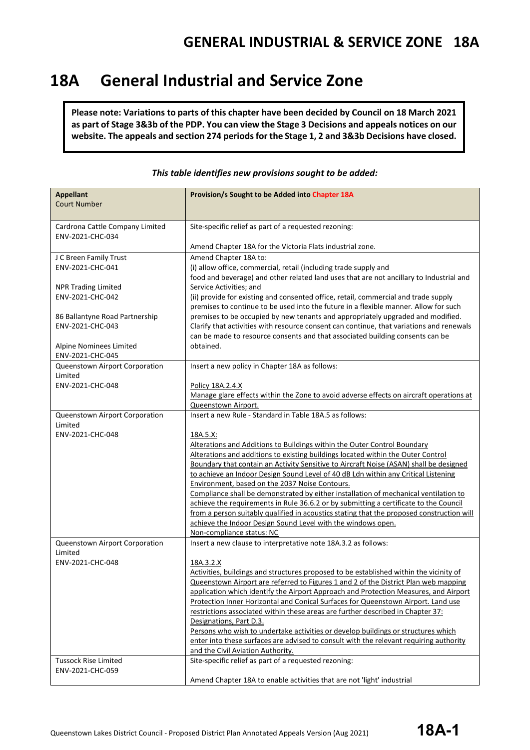# 18A General Industrial and Service Zone

**Please note: Variations to parts of this chapter have been decided by Council on 18 March 2021 as part of Stage 3&3b of the PDP. You can view the Stage 3 Decisions and appeals notices on our website. The appeals and section 274 periods for the Stage 1, 2 and 3&3b Decisions have closed.**

*This table identifies new provisions sought to be added:*

| **Appellant** Court Number | **Provision/s Sought to be Added into Chapter 18A** |
|---|---|
| Cardrona Cattle Company Limited ENV-2021-CHC-034 | Site-specific relief as part of a requested rezoning:<br><br>Amend Chapter 18A for the Victoria Flats industrial zone. |
| J C Breen Family Trust ENV-2021-CHC-041<br><br>NPR Trading Limited ENV-2021-CHC-042<br><br>86 Ballantyne Road Partnership ENV-2021-CHC-043<br><br>Alpine Nominees Limited ENV-2021-CHC-045 | Amend Chapter 18A to:<br>(i) allow office, commercial, retail (including trade supply and food and beverage) and other related land uses that are not ancillary to Industrial and Service Activities; and<br>(ii) provide for existing and consented office, retail, commercial and trade supply premises to continue to be used into the future in a flexible manner. Allow for such premises to be occupied by new tenants and appropriately upgraded and modified. Clarify that activities with resource consent can continue, that variations and renewals can be made to resource consents and that associated building consents can be obtained. |
| Queenstown Airport Corporation Limited ENV-2021-CHC-048 | Insert a new policy in Chapter 18A as follows:<br><br><u>Policy 18A.2.4.X</u><br><u>Manage glare effects within the Zone to avoid adverse effects on aircraft operations at Queenstown Airport.</u> |
| Queenstown Airport Corporation Limited ENV-2021-CHC-048 | Insert a new Rule - Standard in Table 18A.5 as follows:<br><br><u>18A.5.X:</u><br><u>Alterations and Additions to Buildings within the Outer Control Boundary</u><br><u>Alterations and additions to existing buildings located within the Outer Control Boundary that contain an Activity Sensitive to Aircraft Noise (ASAN) shall be designed to achieve an Indoor Design Sound Level of 40 dB Ldn within any Critical Listening Environment, based on the 2037 Noise Contours.</u><br><u>Compliance shall be demonstrated by either installation of mechanical ventilation to achieve the requirements in Rule 36.6.2 or by submitting a certificate to the Council from a person suitably qualified in acoustics stating that the proposed construction will achieve the Indoor Design Sound Level with the windows open.</u><br><u>Non-compliance status: NC</u> |
| Queenstown Airport Corporation Limited ENV-2021-CHC-048 | Insert a new clause to interpretative note 18A.3.2 as follows:<br><br><u>18A.3.2.X</u><br><u>Activities, buildings and structures proposed to be established within the vicinity of Queenstown Airport are referred to Figures 1 and 2 of the District Plan web mapping application which identify the Airport Approach and Protection Measures, and Airport Protection Inner Horizontal and Conical Surfaces for Queenstown Airport. Land use restrictions associated within these areas are further described in Chapter 37: Designations, Part D.3.</u><br><u>Persons who wish to undertake activities or develop buildings or structures which enter into these surfaces are advised to consult with the relevant requiring authority and the Civil Aviation Authority.</u> |
| Tussock Rise Limited ENV-2021-CHC-059 | Site-specific relief as part of a requested rezoning:<br><br>Amend Chapter 18A to enable activities that are not 'light' industrial |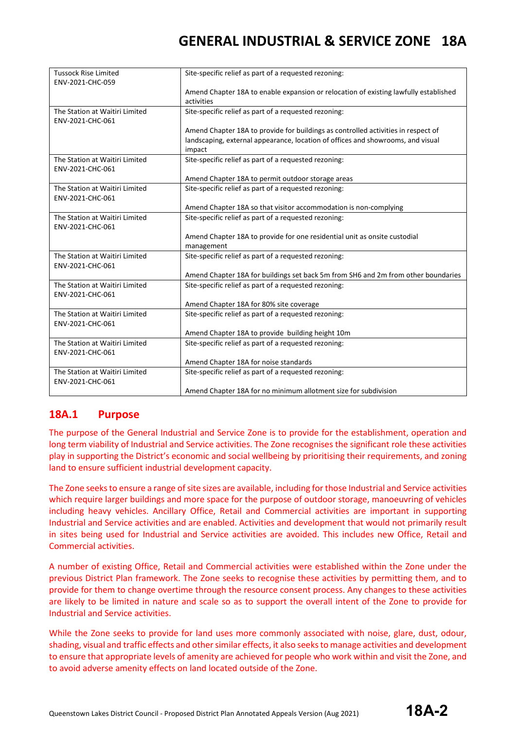| | |
|---|---|
| Tussock Rise Limited ENV-2021-CHC-059 | Site-specific relief as part of a requested rezoning:<br><br>Amend Chapter 18A to enable expansion or relocation of existing lawfully established activities |
| The Station at Waitiri Limited ENV-2021-CHC-061 | Site-specific relief as part of a requested rezoning:<br><br>Amend Chapter 18A to provide for buildings as controlled activities in respect of landscaping, external appearance, location of offices and showrooms, and visual impact |
| The Station at Waitiri Limited ENV-2021-CHC-061 | Site-specific relief as part of a requested rezoning:<br><br>Amend Chapter 18A to permit outdoor storage areas |
| The Station at Waitiri Limited ENV-2021-CHC-061 | Site-specific relief as part of a requested rezoning:<br><br>Amend Chapter 18A so that visitor accommodation is non-complying |
| The Station at Waitiri Limited ENV-2021-CHC-061 | Site-specific relief as part of a requested rezoning:<br><br>Amend Chapter 18A to provide for one residential unit as onsite custodial management |
| The Station at Waitiri Limited ENV-2021-CHC-061 | Site-specific relief as part of a requested rezoning:<br><br>Amend Chapter 18A for buildings set back 5m from SH6 and 2m from other boundaries |
| The Station at Waitiri Limited ENV-2021-CHC-061 | Site-specific relief as part of a requested rezoning:<br><br>Amend Chapter 18A for 80% site coverage |
| The Station at Waitiri Limited ENV-2021-CHC-061 | Site-specific relief as part of a requested rezoning:<br><br>Amend Chapter 18A to provide building height 10m |
| The Station at Waitiri Limited ENV-2021-CHC-061 | Site-specific relief as part of a requested rezoning:<br><br>Amend Chapter 18A for noise standards |
| The Station at Waitiri Limited ENV-2021-CHC-061 | Site-specific relief as part of a requested rezoning:<br><br>Amend Chapter 18A for no minimum allotment size for subdivision |

## 18A.1 Purpose

The purpose of the General Industrial and Service Zone is to provide for the establishment, operation and long term viability of Industrial and Service activities. The Zone recognises the significant role these activities play in supporting the District's economic and social wellbeing by prioritising their requirements, and zoning land to ensure sufficient industrial development capacity.

The Zone seeks to ensure a range of site sizes are available, including for those Industrial and Service activities which require larger buildings and more space for the purpose of outdoor storage, manoeuvring of vehicles including heavy vehicles. Ancillary Office, Retail and Commercial activities are important in supporting Industrial and Service activities and are enabled. Activities and development that would not primarily result in sites being used for Industrial and Service activities are avoided. This includes new Office, Retail and Commercial activities.

A number of existing Office, Retail and Commercial activities were established within the Zone under the previous District Plan framework. The Zone seeks to recognise these activities by permitting them, and to provide for them to change overtime through the resource consent process. Any changes to these activities are likely to be limited in nature and scale so as to support the overall intent of the Zone to provide for Industrial and Service activities.

While the Zone seeks to provide for land uses more commonly associated with noise, glare, dust, odour, shading, visual and traffic effects and other similar effects, it also seeks to manage activities and development to ensure that appropriate levels of amenity are achieved for people who work within and visit the Zone, and to avoid adverse amenity effects on land located outside of the Zone.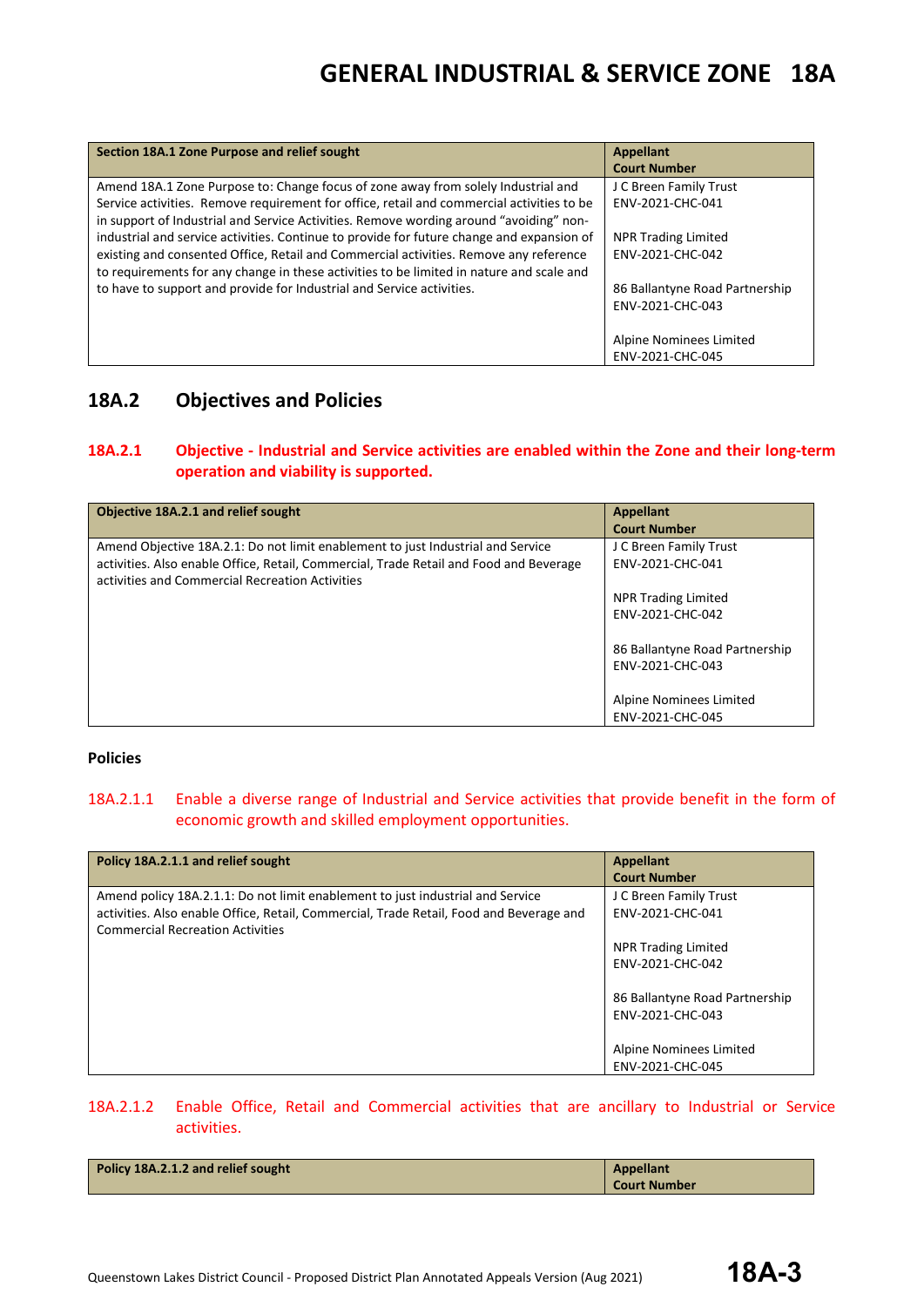# GENERAL INDUSTRIAL & SERVICE ZONE 18A

| Section 18A.1 Zone Purpose and relief sought | Appellant<br>Court Number |
|---|---|
| Amend 18A.1 Zone Purpose to: Change focus of zone away from solely Industrial and Service activities. Remove requirement for office, retail and commercial activities to be in support of Industrial and Service Activities. Remove wording around "avoiding" non-industrial and service activities. Continue to provide for future change and expansion of existing and consented Office, Retail and Commercial activities. Remove any reference to requirements for any change in these activities to be limited in nature and scale and to have to support and provide for Industrial and Service activities. | J C Breen Family Trust<br>ENV-2021-CHC-041<br><br>NPR Trading Limited<br>ENV-2021-CHC-042<br><br>86 Ballantyne Road Partnership<br>ENV-2021-CHC-043<br><br>Alpine Nominees Limited<br>ENV-2021-CHC-045 |

## 18A.2 Objectives and Policies

### 18A.2.1 Objective - Industrial and Service activities are enabled within the Zone and their long-term operation and viability is supported.

| Objective 18A.2.1 and relief sought | Appellant<br>Court Number |
|---|---|
| Amend Objective 18A.2.1: Do not limit enablement to just Industrial and Service activities. Also enable Office, Retail, Commercial, Trade Retail and Food and Beverage activities and Commercial Recreation Activities | J C Breen Family Trust<br>ENV-2021-CHC-041<br><br>NPR Trading Limited<br>ENV-2021-CHC-042<br><br>86 Ballantyne Road Partnership<br>ENV-2021-CHC-043<br><br>Alpine Nominees Limited<br>ENV-2021-CHC-045 |

**Policies**

18A.2.1.1 Enable a diverse range of Industrial and Service activities that provide benefit in the form of economic growth and skilled employment opportunities.

| Policy 18A.2.1.1 and relief sought | Appellant<br>Court Number |
|---|---|
| Amend policy 18A.2.1.1: Do not limit enablement to just industrial and Service activities. Also enable Office, Retail, Commercial, Trade Retail, Food and Beverage and Commercial Recreation Activities | J C Breen Family Trust<br>ENV-2021-CHC-041<br><br>NPR Trading Limited<br>ENV-2021-CHC-042<br><br>86 Ballantyne Road Partnership<br>ENV-2021-CHC-043<br><br>Alpine Nominees Limited<br>ENV-2021-CHC-045 |

18A.2.1.2 Enable Office, Retail and Commercial activities that are ancillary to Industrial or Service activities.

| Policy 18A.2.1.2 and relief sought | Appellant<br>Court Number |
|---|---|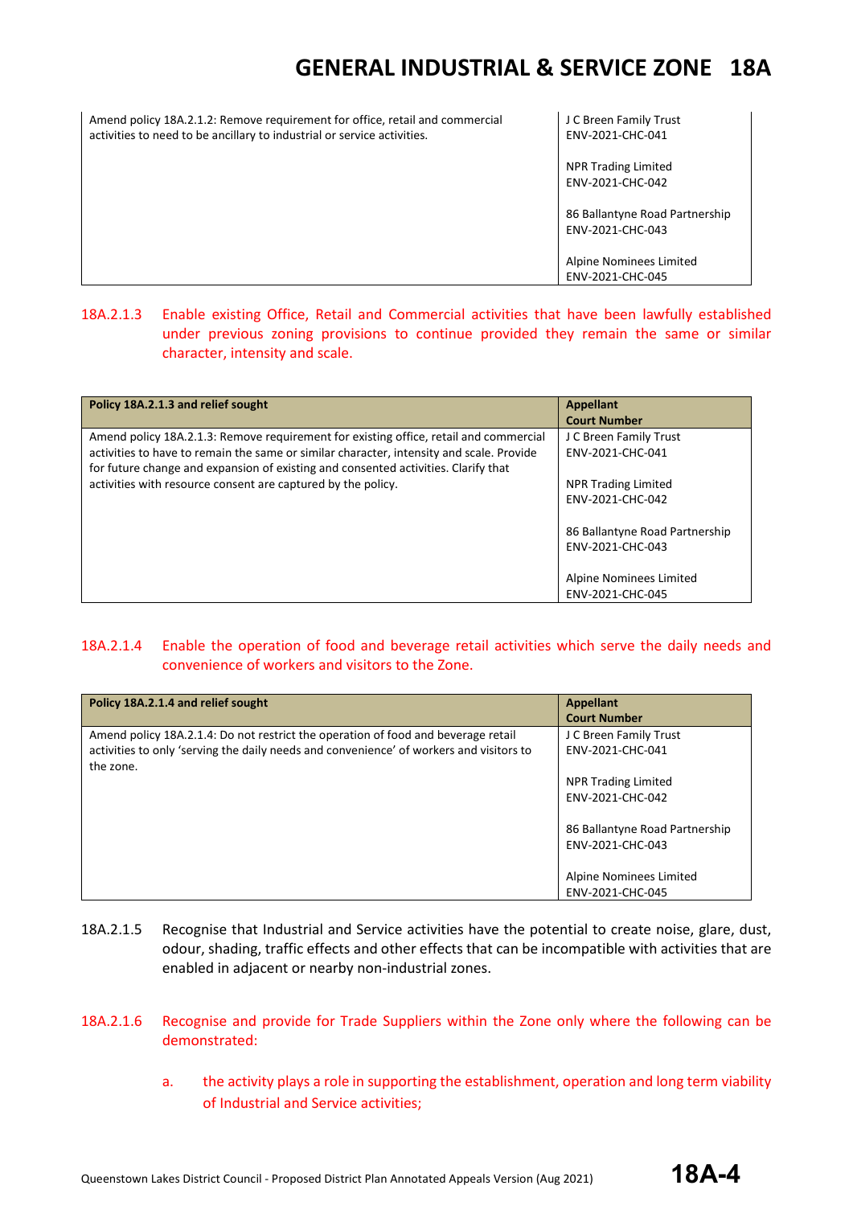| | |
|---|---|
| Amend policy 18A.2.1.2: Remove requirement for office, retail and commercial activities to need to be ancillary to industrial or service activities. | J C Breen Family Trust ENV-2021-CHC-041<br><br>NPR Trading Limited ENV-2021-CHC-042<br><br>86 Ballantyne Road Partnership ENV-2021-CHC-043<br><br>Alpine Nominees Limited ENV-2021-CHC-045 |

18A.2.1.3 Enable existing Office, Retail and Commercial activities that have been lawfully established under previous zoning provisions to continue provided they remain the same or similar character, intensity and scale.

| Policy 18A.2.1.3 and relief sought | Appellant Court Number |
|---|---|
| Amend policy 18A.2.1.3: Remove requirement for existing office, retail and commercial activities to have to remain the same or similar character, intensity and scale. Provide for future change and expansion of existing and consented activities. Clarify that activities with resource consent are captured by the policy. | J C Breen Family Trust ENV-2021-CHC-041<br><br>NPR Trading Limited ENV-2021-CHC-042<br><br>86 Ballantyne Road Partnership ENV-2021-CHC-043<br><br>Alpine Nominees Limited ENV-2021-CHC-045 |

18A.2.1.4 Enable the operation of food and beverage retail activities which serve the daily needs and convenience of workers and visitors to the Zone.

| Policy 18A.2.1.4 and relief sought | Appellant Court Number |
|---|---|
| Amend policy 18A.2.1.4: Do not restrict the operation of food and beverage retail activities to only 'serving the daily needs and convenience' of workers and visitors to the zone. | J C Breen Family Trust ENV-2021-CHC-041<br><br>NPR Trading Limited ENV-2021-CHC-042<br><br>86 Ballantyne Road Partnership ENV-2021-CHC-043<br><br>Alpine Nominees Limited ENV-2021-CHC-045 |

18A.2.1.5 Recognise that Industrial and Service activities have the potential to create noise, glare, dust, odour, shading, traffic effects and other effects that can be incompatible with activities that are enabled in adjacent or nearby non-industrial zones.

18A.2.1.6 Recognise and provide for Trade Suppliers within the Zone only where the following can be demonstrated:

a. the activity plays a role in supporting the establishment, operation and long term viability of Industrial and Service activities;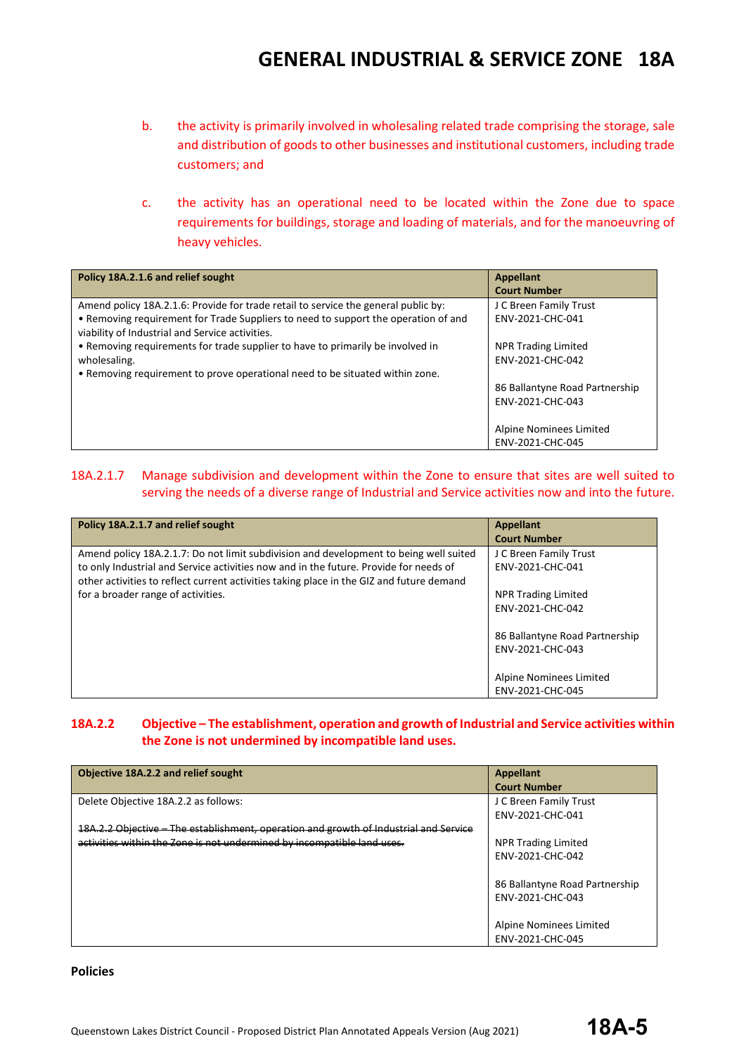b. the activity is primarily involved in wholesaling related trade comprising the storage, sale and distribution of goods to other businesses and institutional customers, including trade customers; and

c. the activity has an operational need to be located within the Zone due to space requirements for buildings, storage and loading of materials, and for the manoeuvring of heavy vehicles.

| Policy 18A.2.1.6 and relief sought | Appellant<br>Court Number |
|---|---|
| Amend policy 18A.2.1.6: Provide for trade retail to service the general public by:<br>• Removing requirement for Trade Suppliers to need to support the operation of and viability of Industrial and Service activities.<br>• Removing requirements for trade supplier to have to primarily be involved in wholesaling.<br>• Removing requirement to prove operational need to be situated within zone. | J C Breen Family Trust<br>ENV-2021-CHC-041<br><br>NPR Trading Limited<br>ENV-2021-CHC-042<br><br>86 Ballantyne Road Partnership<br>ENV-2021-CHC-043<br><br>Alpine Nominees Limited<br>ENV-2021-CHC-045 |

18A.2.1.7 Manage subdivision and development within the Zone to ensure that sites are well suited to serving the needs of a diverse range of Industrial and Service activities now and into the future.

| Policy 18A.2.1.7 and relief sought | Appellant<br>Court Number |
|---|---|
| Amend policy 18A.2.1.7: Do not limit subdivision and development to being well suited to only Industrial and Service activities now and in the future. Provide for needs of other activities to reflect current activities taking place in the GIZ and future demand for a broader range of activities. | J C Breen Family Trust<br>ENV-2021-CHC-041<br><br>NPR Trading Limited<br>ENV-2021-CHC-042<br><br>86 Ballantyne Road Partnership<br>ENV-2021-CHC-043<br><br>Alpine Nominees Limited<br>ENV-2021-CHC-045 |

### 18A.2.2 Objective – The establishment, operation and growth of Industrial and Service activities within the Zone is not undermined by incompatible land uses.

| Objective 18A.2.2 and relief sought | Appellant<br>Court Number |
|---|---|
| Delete Objective 18A.2.2 as follows:<br><br>~~18A.2.2 Objective – The establishment, operation and growth of Industrial and Service activities within the Zone is not undermined by incompatible land uses.~~ | J C Breen Family Trust<br>ENV-2021-CHC-041<br><br>NPR Trading Limited<br>ENV-2021-CHC-042<br><br>86 Ballantyne Road Partnership<br>ENV-2021-CHC-043<br><br>Alpine Nominees Limited<br>ENV-2021-CHC-045 |

**Policies**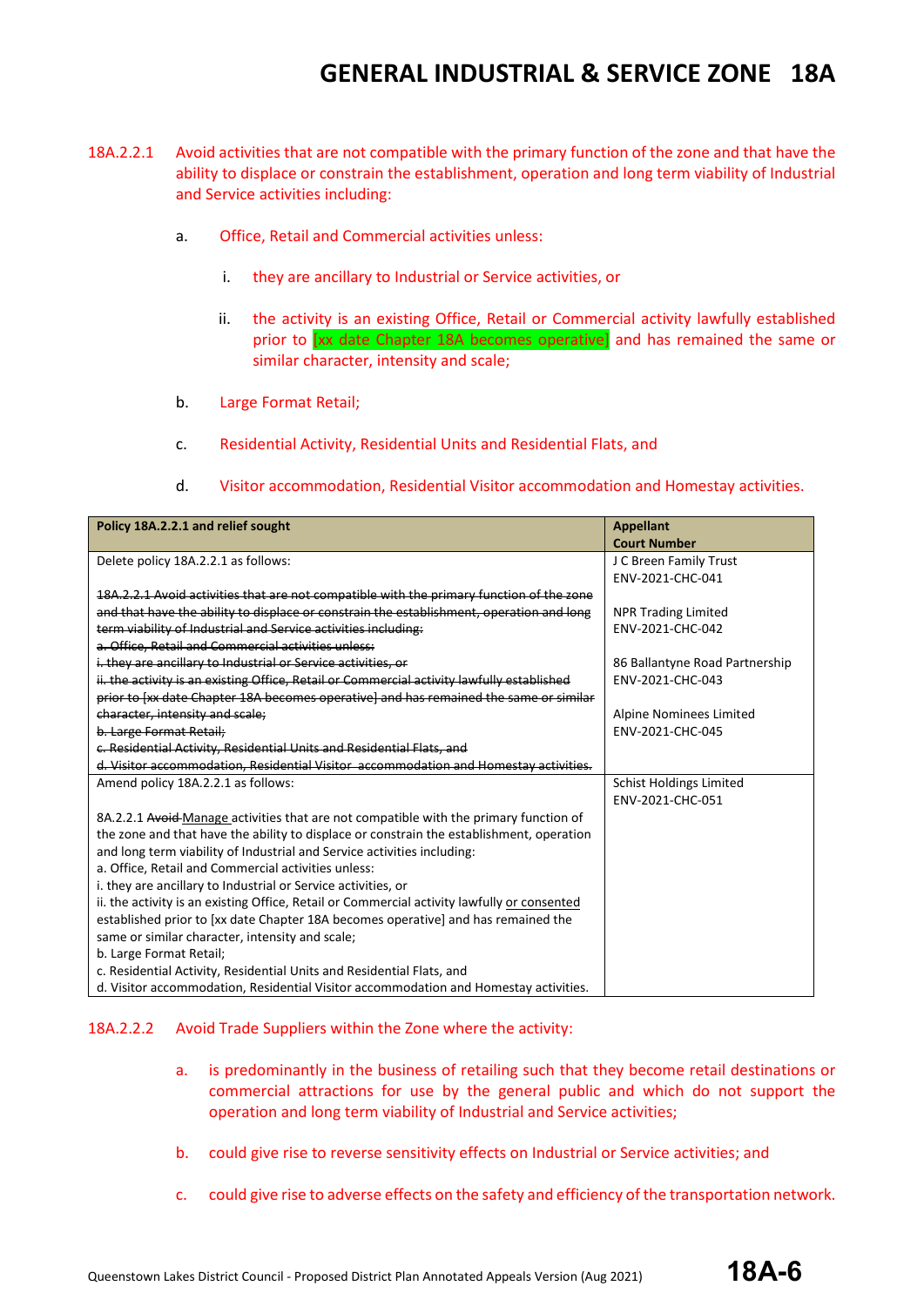18A.2.2.1 Avoid activities that are not compatible with the primary function of the zone and that have the ability to displace or constrain the establishment, operation and long term viability of Industrial and Service activities including:

a. Office, Retail and Commercial activities unless:

i. they are ancillary to Industrial or Service activities, or

ii. the activity is an existing Office, Retail or Commercial activity lawfully established prior to [xx date Chapter 18A becomes operative] and has remained the same or similar character, intensity and scale;

b. Large Format Retail;

c. Residential Activity, Residential Units and Residential Flats, and

d. Visitor accommodation, Residential Visitor accommodation and Homestay activities.

| Policy 18A.2.2.1 and relief sought | Appellant Court Number |
|---|---|
| Delete policy 18A.2.2.1 as follows:<br><br>~~18A.2.2.1 Avoid activities that are not compatible with the primary function of the zone and that have the ability to displace or constrain the establishment, operation and long term viability of Industrial and Service activities including:~~<br>~~a. Office, Retail and Commercial activities unless:~~<br>~~i. they are ancillary to Industrial or Service activities, or~~<br>~~ii. the activity is an existing Office, Retail or Commercial activity lawfully established prior to [xx date Chapter 18A becomes operative] and has remained the same or similar character, intensity and scale;~~<br>~~b. Large Format Retail;~~<br>~~c. Residential Activity, Residential Units and Residential Flats, and~~<br>~~d. Visitor accommodation, Residential Visitor accommodation and Homestay activities.~~ | J C Breen Family Trust<br>ENV-2021-CHC-041<br><br>NPR Trading Limited<br>ENV-2021-CHC-042<br><br>86 Ballantyne Road Partnership<br>ENV-2021-CHC-043<br><br>Alpine Nominees Limited<br>ENV-2021-CHC-045 |
| Amend policy 18A.2.2.1 as follows:<br><br>8A.2.2.1 ~~Avoid~~ <u>Manage</u> activities that are not compatible with the primary function of the zone and that have the ability to displace or constrain the establishment, operation and long term viability of Industrial and Service activities including:<br>a. Office, Retail and Commercial activities unless:<br>i. they are ancillary to Industrial or Service activities, or<br>ii. the activity is an existing Office, Retail or Commercial activity lawfully <u>or consented</u> established prior to [xx date Chapter 18A becomes operative] and has remained the same or similar character, intensity and scale;<br>b. Large Format Retail;<br>c. Residential Activity, Residential Units and Residential Flats, and<br>d. Visitor accommodation, Residential Visitor accommodation and Homestay activities. | Schist Holdings Limited<br>ENV-2021-CHC-051 |

18A.2.2.2 Avoid Trade Suppliers within the Zone where the activity:

a. is predominantly in the business of retailing such that they become retail destinations or commercial attractions for use by the general public and which do not support the operation and long term viability of Industrial and Service activities;

b. could give rise to reverse sensitivity effects on Industrial or Service activities; and

c. could give rise to adverse effects on the safety and efficiency of the transportation network.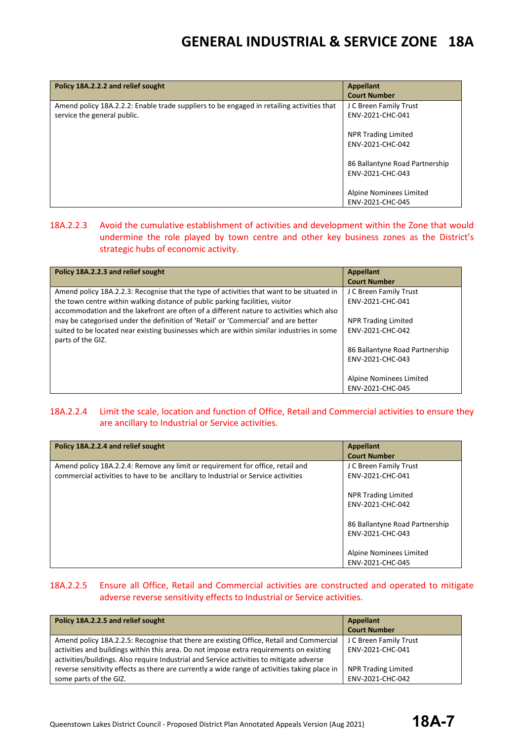| Policy 18A.2.2.2 and relief sought | Appellant<br>Court Number |
|---|---|
| Amend policy 18A.2.2.2: Enable trade suppliers to be engaged in retailing activities that service the general public. | J C Breen Family Trust<br>ENV-2021-CHC-041<br><br>NPR Trading Limited<br>ENV-2021-CHC-042<br><br>86 Ballantyne Road Partnership<br>ENV-2021-CHC-043<br><br>Alpine Nominees Limited<br>ENV-2021-CHC-045 |

18A.2.2.3 Avoid the cumulative establishment of activities and development within the Zone that would undermine the role played by town centre and other key business zones as the District's strategic hubs of economic activity.

| Policy 18A.2.2.3 and relief sought | Appellant<br>Court Number |
|---|---|
| Amend policy 18A.2.2.3: Recognise that the type of activities that want to be situated in the town centre within walking distance of public parking facilities, visitor accommodation and the lakefront are often of a different nature to activities which also may be categorised under the definition of 'Retail' or 'Commercial' and are better suited to be located near existing businesses which are within similar industries in some parts of the GIZ. | J C Breen Family Trust<br>ENV-2021-CHC-041<br><br>NPR Trading Limited<br>ENV-2021-CHC-042<br><br>86 Ballantyne Road Partnership<br>ENV-2021-CHC-043<br><br>Alpine Nominees Limited<br>ENV-2021-CHC-045 |

18A.2.2.4 Limit the scale, location and function of Office, Retail and Commercial activities to ensure they are ancillary to Industrial or Service activities.

| Policy 18A.2.2.4 and relief sought | Appellant<br>Court Number |
|---|---|
| Amend policy 18A.2.2.4: Remove any limit or requirement for office, retail and commercial activities to have to be ancillary to Industrial or Service activities | J C Breen Family Trust<br>ENV-2021-CHC-041<br><br>NPR Trading Limited<br>ENV-2021-CHC-042<br><br>86 Ballantyne Road Partnership<br>ENV-2021-CHC-043<br><br>Alpine Nominees Limited<br>ENV-2021-CHC-045 |

18A.2.2.5 Ensure all Office, Retail and Commercial activities are constructed and operated to mitigate adverse reverse sensitivity effects to Industrial or Service activities.

| Policy 18A.2.2.5 and relief sought | Appellant<br>Court Number |
|---|---|
| Amend policy 18A.2.2.5: Recognise that there are existing Office, Retail and Commercial activities and buildings within this area. Do not impose extra requirements on existing activities/buildings. Also require Industrial and Service activities to mitigate adverse reverse sensitivity effects as there are currently a wide range of activities taking place in some parts of the GIZ. | J C Breen Family Trust<br>ENV-2021-CHC-041<br><br>NPR Trading Limited<br>ENV-2021-CHC-042 |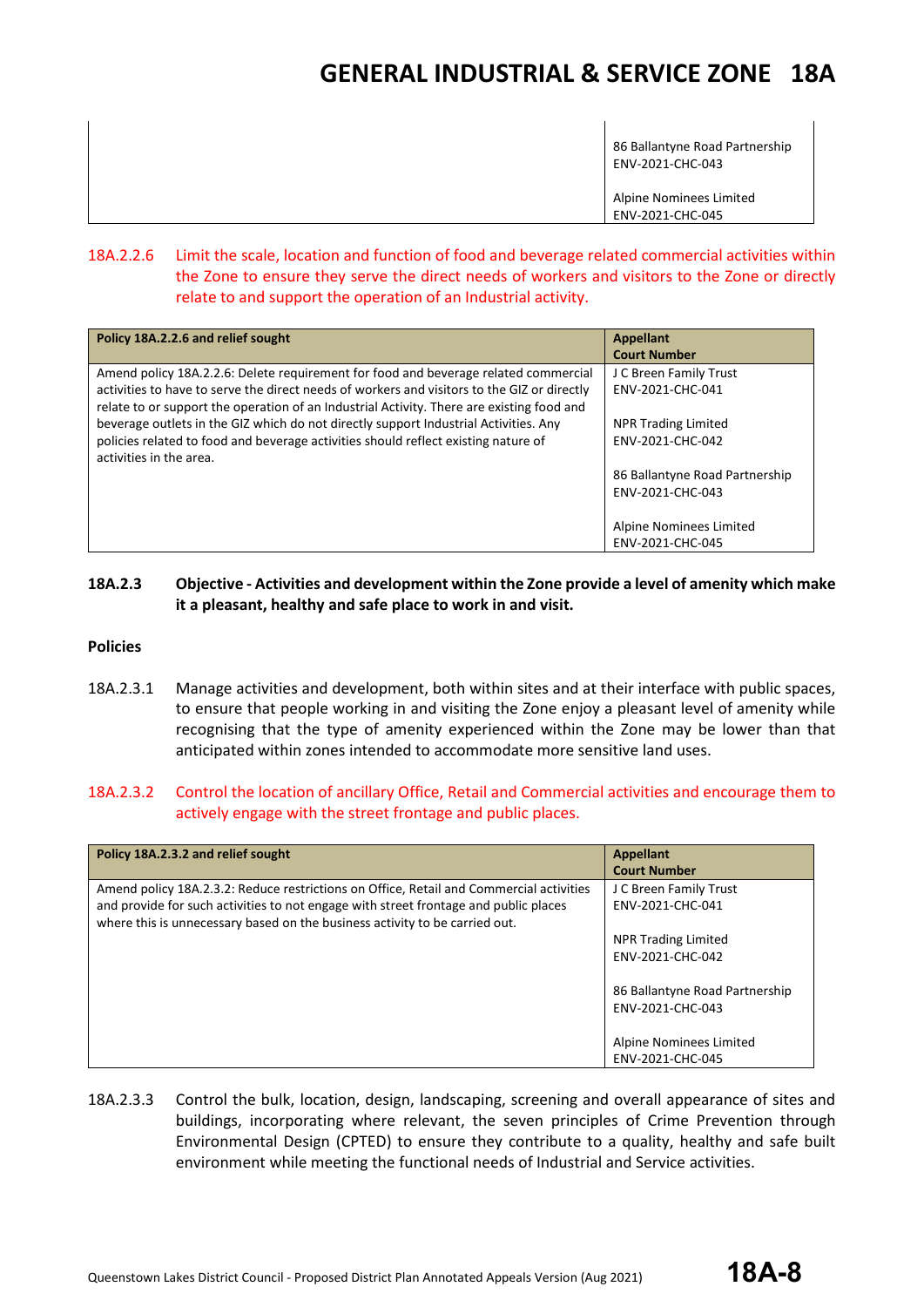| | |
|---|---|
| | 86 Ballantyne Road Partnership<br>ENV-2021-CHC-043<br><br>Alpine Nominees Limited<br>ENV-2021-CHC-045 |

18A.2.2.6 Limit the scale, location and function of food and beverage related commercial activities within the Zone to ensure they serve the direct needs of workers and visitors to the Zone or directly relate to and support the operation of an Industrial activity.

| Policy 18A.2.2.6 and relief sought | Appellant<br>Court Number |
|---|---|
| Amend policy 18A.2.2.6: Delete requirement for food and beverage related commercial activities to have to serve the direct needs of workers and visitors to the GIZ or directly relate to or support the operation of an Industrial Activity. There are existing food and beverage outlets in the GIZ which do not directly support Industrial Activities. Any policies related to food and beverage activities should reflect existing nature of activities in the area. | J C Breen Family Trust<br>ENV-2021-CHC-041<br><br>NPR Trading Limited<br>ENV-2021-CHC-042<br><br>86 Ballantyne Road Partnership<br>ENV-2021-CHC-043<br><br>Alpine Nominees Limited<br>ENV-2021-CHC-045 |

**18A.2.3 Objective - Activities and development within the Zone provide a level of amenity which make it a pleasant, healthy and safe place to work in and visit.**

**Policies**

18A.2.3.1 Manage activities and development, both within sites and at their interface with public spaces, to ensure that people working in and visiting the Zone enjoy a pleasant level of amenity while recognising that the type of amenity experienced within the Zone may be lower than that anticipated within zones intended to accommodate more sensitive land uses.

18A.2.3.2 Control the location of ancillary Office, Retail and Commercial activities and encourage them to actively engage with the street frontage and public places.

| Policy 18A.2.3.2 and relief sought | Appellant<br>Court Number |
|---|---|
| Amend policy 18A.2.3.2: Reduce restrictions on Office, Retail and Commercial activities and provide for such activities to not engage with street frontage and public places where this is unnecessary based on the business activity to be carried out. | J C Breen Family Trust<br>ENV-2021-CHC-041<br><br>NPR Trading Limited<br>ENV-2021-CHC-042<br><br>86 Ballantyne Road Partnership<br>ENV-2021-CHC-043<br><br>Alpine Nominees Limited<br>ENV-2021-CHC-045 |

18A.2.3.3 Control the bulk, location, design, landscaping, screening and overall appearance of sites and buildings, incorporating where relevant, the seven principles of Crime Prevention through Environmental Design (CPTED) to ensure they contribute to a quality, healthy and safe built environment while meeting the functional needs of Industrial and Service activities.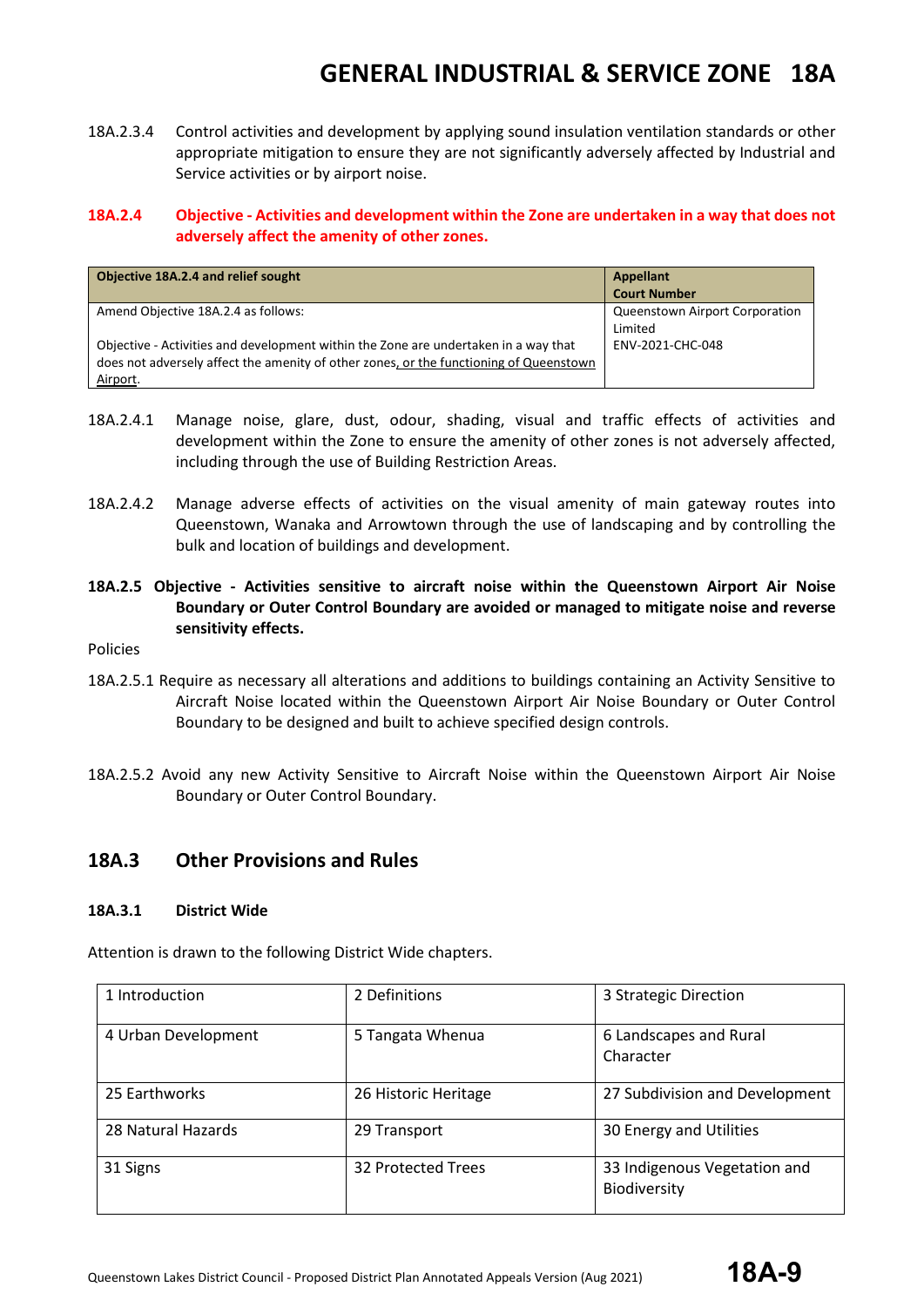18A.2.3.4 Control activities and development by applying sound insulation ventilation standards or other appropriate mitigation to ensure they are not significantly adversely affected by Industrial and Service activities or by airport noise.

**18A.2.4 Objective - Activities and development within the Zone are undertaken in a way that does not adversely affect the amenity of other zones.**

| Objective 18A.2.4 and relief sought | Appellant Court Number |
|---|---|
| Amend Objective 18A.2.4 as follows:<br><br>Objective - Activities and development within the Zone are undertaken in a way that does not adversely affect the amenity of other zones, or the functioning of Queenstown Airport. | Queenstown Airport Corporation Limited<br>ENV-2021-CHC-048 |

18A.2.4.1 Manage noise, glare, dust, odour, shading, visual and traffic effects of activities and development within the Zone to ensure the amenity of other zones is not adversely affected, including through the use of Building Restriction Areas.

18A.2.4.2 Manage adverse effects of activities on the visual amenity of main gateway routes into Queenstown, Wanaka and Arrowtown through the use of landscaping and by controlling the bulk and location of buildings and development.

**18A.2.5 Objective - Activities sensitive to aircraft noise within the Queenstown Airport Air Noise Boundary or Outer Control Boundary are avoided or managed to mitigate noise and reverse sensitivity effects.**

Policies

18A.2.5.1 Require as necessary all alterations and additions to buildings containing an Activity Sensitive to Aircraft Noise located within the Queenstown Airport Air Noise Boundary or Outer Control Boundary to be designed and built to achieve specified design controls.

18A.2.5.2 Avoid any new Activity Sensitive to Aircraft Noise within the Queenstown Airport Air Noise Boundary or Outer Control Boundary.

## 18A.3 Other Provisions and Rules

### 18A.3.1 District Wide

Attention is drawn to the following District Wide chapters.

| | | |
|---|---|---|
| 1 Introduction | 2 Definitions | 3 Strategic Direction |
| 4 Urban Development | 5 Tangata Whenua | 6 Landscapes and Rural Character |
| 25 Earthworks | 26 Historic Heritage | 27 Subdivision and Development |
| 28 Natural Hazards | 29 Transport | 30 Energy and Utilities |
| 31 Signs | 32 Protected Trees | 33 Indigenous Vegetation and Biodiversity |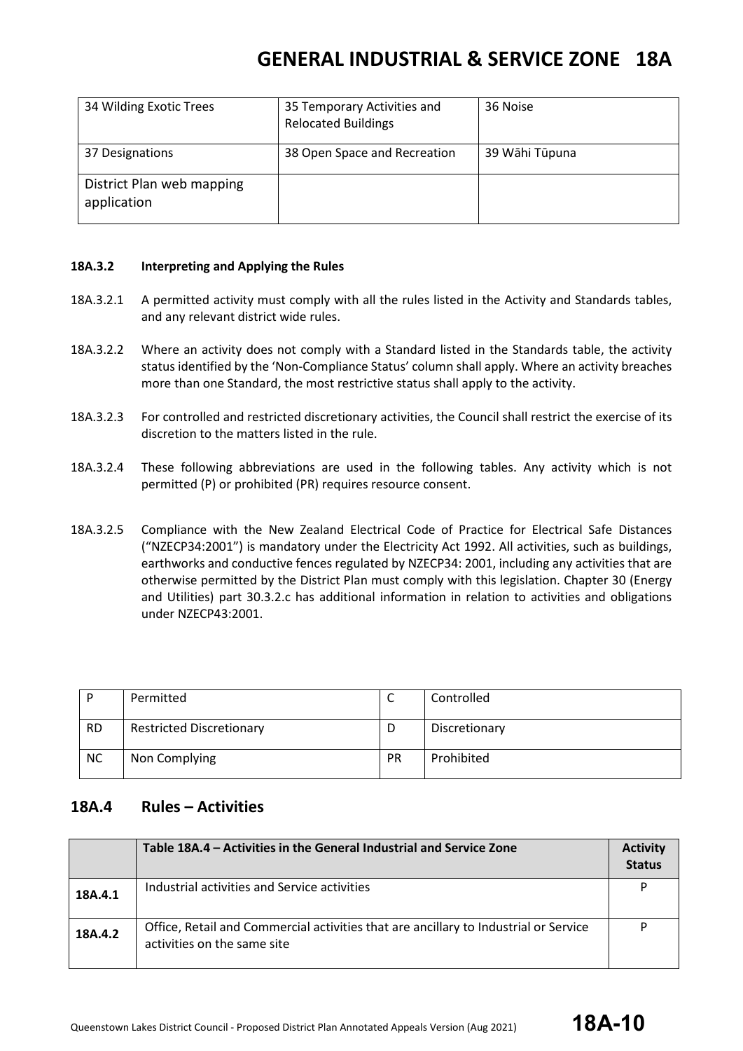| 34 Wilding Exotic Trees | 35 Temporary Activities and Relocated Buildings | 36 Noise |
|---|---|---|
| 37 Designations | 38 Open Space and Recreation | 39 Wāhi Tūpuna |
| District Plan web mapping application | | |

#### 18A.3.2 Interpreting and Applying the Rules

18A.3.2.1 A permitted activity must comply with all the rules listed in the Activity and Standards tables, and any relevant district wide rules.

18A.3.2.2 Where an activity does not comply with a Standard listed in the Standards table, the activity status identified by the 'Non-Compliance Status' column shall apply. Where an activity breaches more than one Standard, the most restrictive status shall apply to the activity.

18A.3.2.3 For controlled and restricted discretionary activities, the Council shall restrict the exercise of its discretion to the matters listed in the rule.

18A.3.2.4 These following abbreviations are used in the following tables. Any activity which is not permitted (P) or prohibited (PR) requires resource consent.

18A.3.2.5 Compliance with the New Zealand Electrical Code of Practice for Electrical Safe Distances ("NZECP34:2001") is mandatory under the Electricity Act 1992. All activities, such as buildings, earthworks and conductive fences regulated by NZECP34: 2001, including any activities that are otherwise permitted by the District Plan must comply with this legislation. Chapter 30 (Energy and Utilities) part 30.3.2.c has additional information in relation to activities and obligations under NZECP43:2001.

| P | Permitted | C | Controlled |
|---|---|---|---|
| RD | Restricted Discretionary | D | Discretionary |
| NC | Non Complying | PR | Prohibited |

## 18A.4 Rules – Activities

| | Table 18A.4 – Activities in the General Industrial and Service Zone | Activity Status |
|---|---|---|
| **18A.4.1** | Industrial activities and Service activities | P |
| **18A.4.2** | Office, Retail and Commercial activities that are ancillary to Industrial or Service activities on the same site | P |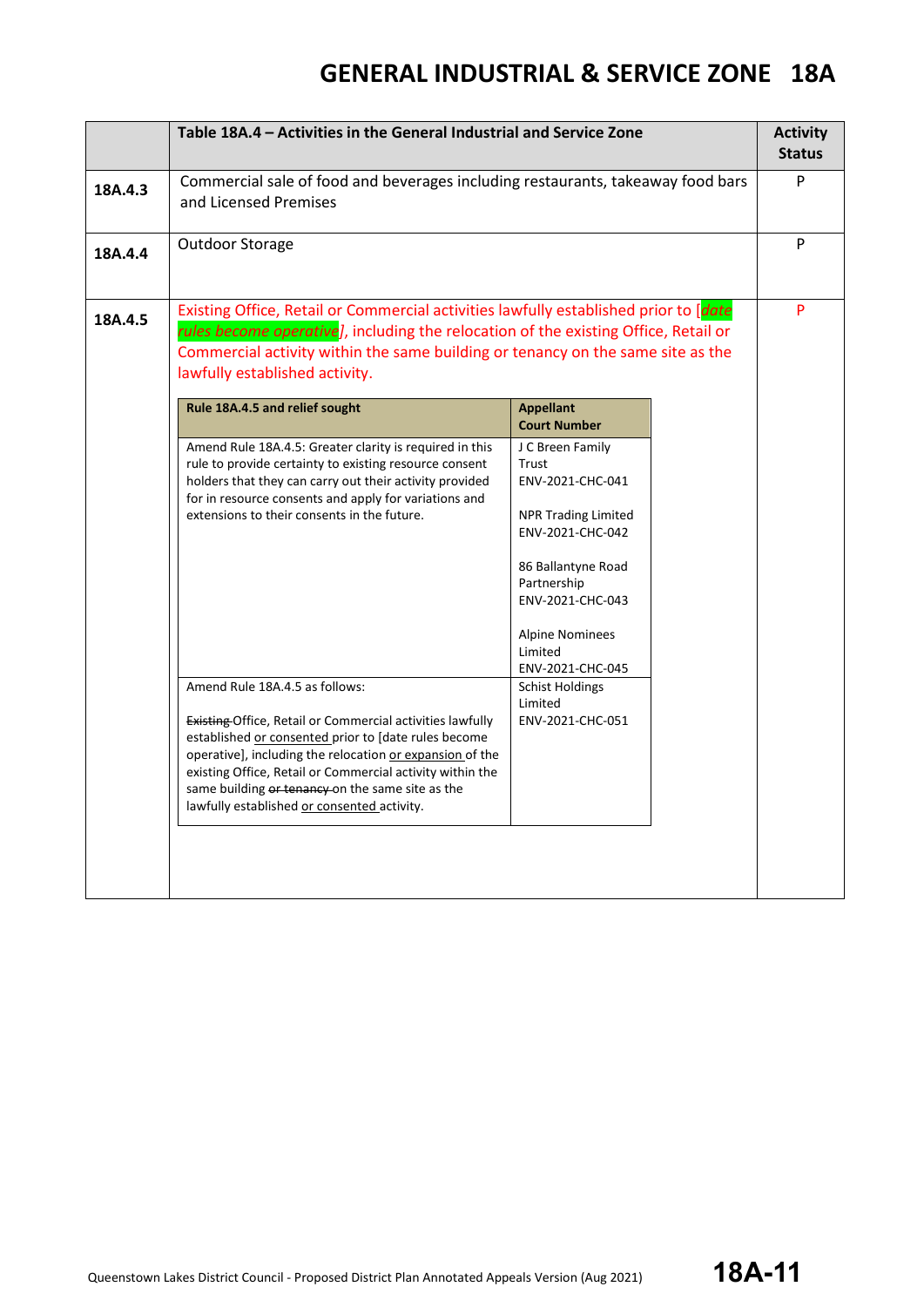| | Table 18A.4 – Activities in the General Industrial and Service Zone | Activity Status |
|---|---|---|
| **18A.4.3** | Commercial sale of food and beverages including restaurants, takeaway food bars and Licensed Premises | P |
| **18A.4.4** | Outdoor Storage | P |
| **18A.4.5** | Existing Office, Retail or Commercial activities lawfully established prior to [*date rules become operative*], including the relocation of the existing Office, Retail or Commercial activity within the same building or tenancy on the same site as the lawfully established activity. | P |

| Rule 18A.4.5 and relief sought | Appellant Court Number |
|---|---|
| Amend Rule 18A.4.5: Greater clarity is required in this rule to provide certainty to existing resource consent holders that they can carry out their activity provided for in resource consents and apply for variations and extensions to their consents in the future. | J C Breen Family Trust ENV-2021-CHC-041<br><br>NPR Trading Limited ENV-2021-CHC-042<br><br>86 Ballantyne Road Partnership ENV-2021-CHC-043<br><br>Alpine Nominees Limited ENV-2021-CHC-045 |
| Amend Rule 18A.4.5 as follows:<br><br>~~Existing~~ Office, Retail or Commercial activities lawfully established <u>or consented</u> prior to [date rules become operative], including the relocation <u>or expansion</u> of the existing Office, Retail or Commercial activity within the same building ~~or tenancy~~ on the same site as the lawfully established <u>or consented</u> activity. | Schist Holdings Limited ENV-2021-CHC-051 |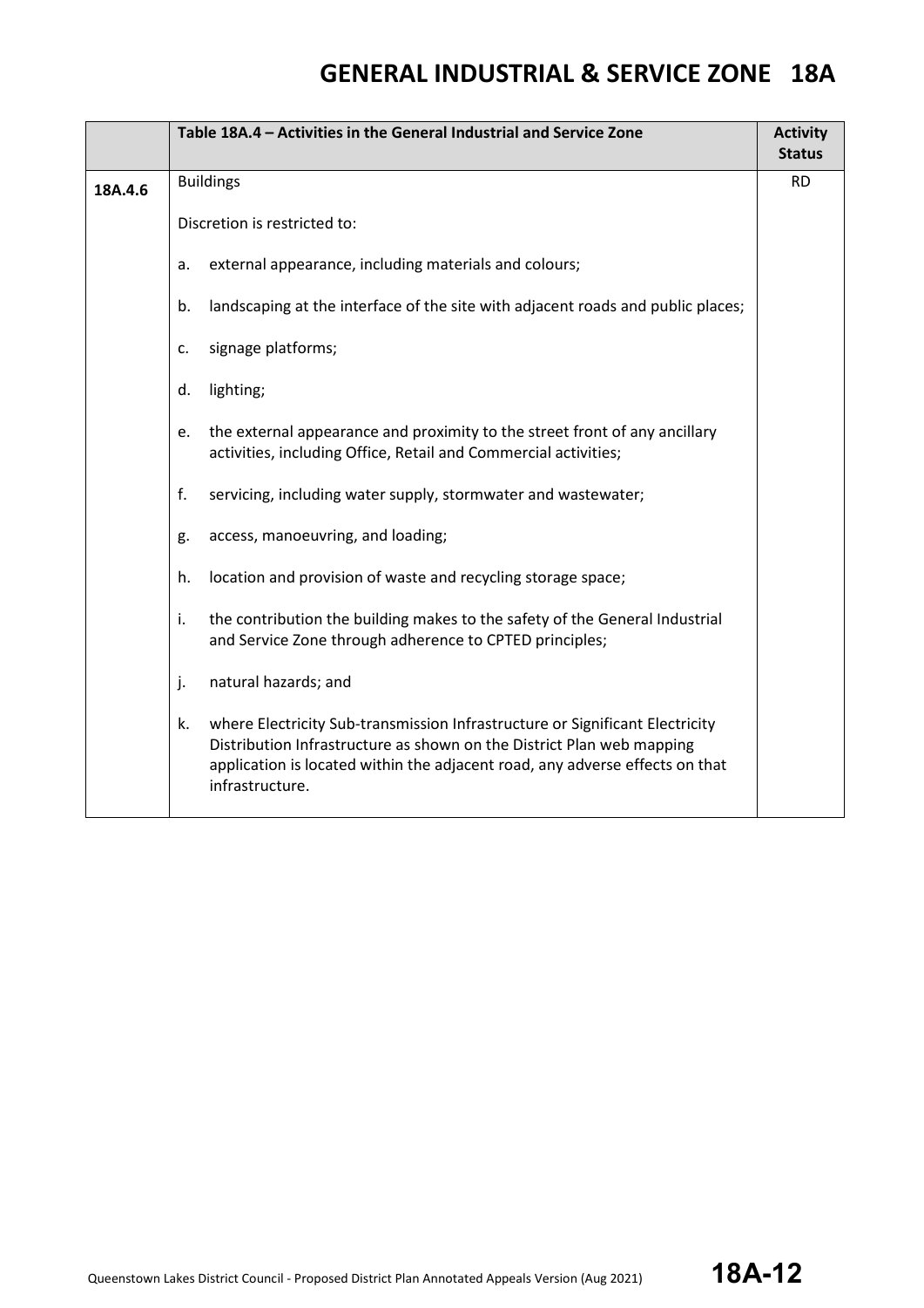| | Table 18A.4 – Activities in the General Industrial and Service Zone | Activity Status |
|---|---|---|
| 18A.4.6 | Buildings<br><br>Discretion is restricted to:<br><br>a. external appearance, including materials and colours;<br><br>b. landscaping at the interface of the site with adjacent roads and public places;<br><br>c. signage platforms;<br><br>d. lighting;<br><br>e. the external appearance and proximity to the street front of any ancillary activities, including Office, Retail and Commercial activities;<br><br>f. servicing, including water supply, stormwater and wastewater;<br><br>g. access, manoeuvring, and loading;<br><br>h. location and provision of waste and recycling storage space;<br><br>i. the contribution the building makes to the safety of the General Industrial and Service Zone through adherence to CPTED principles;<br><br>j. natural hazards; and<br><br>k. where Electricity Sub-transmission Infrastructure or Significant Electricity Distribution Infrastructure as shown on the District Plan web mapping application is located within the adjacent road, any adverse effects on that infrastructure. | RD |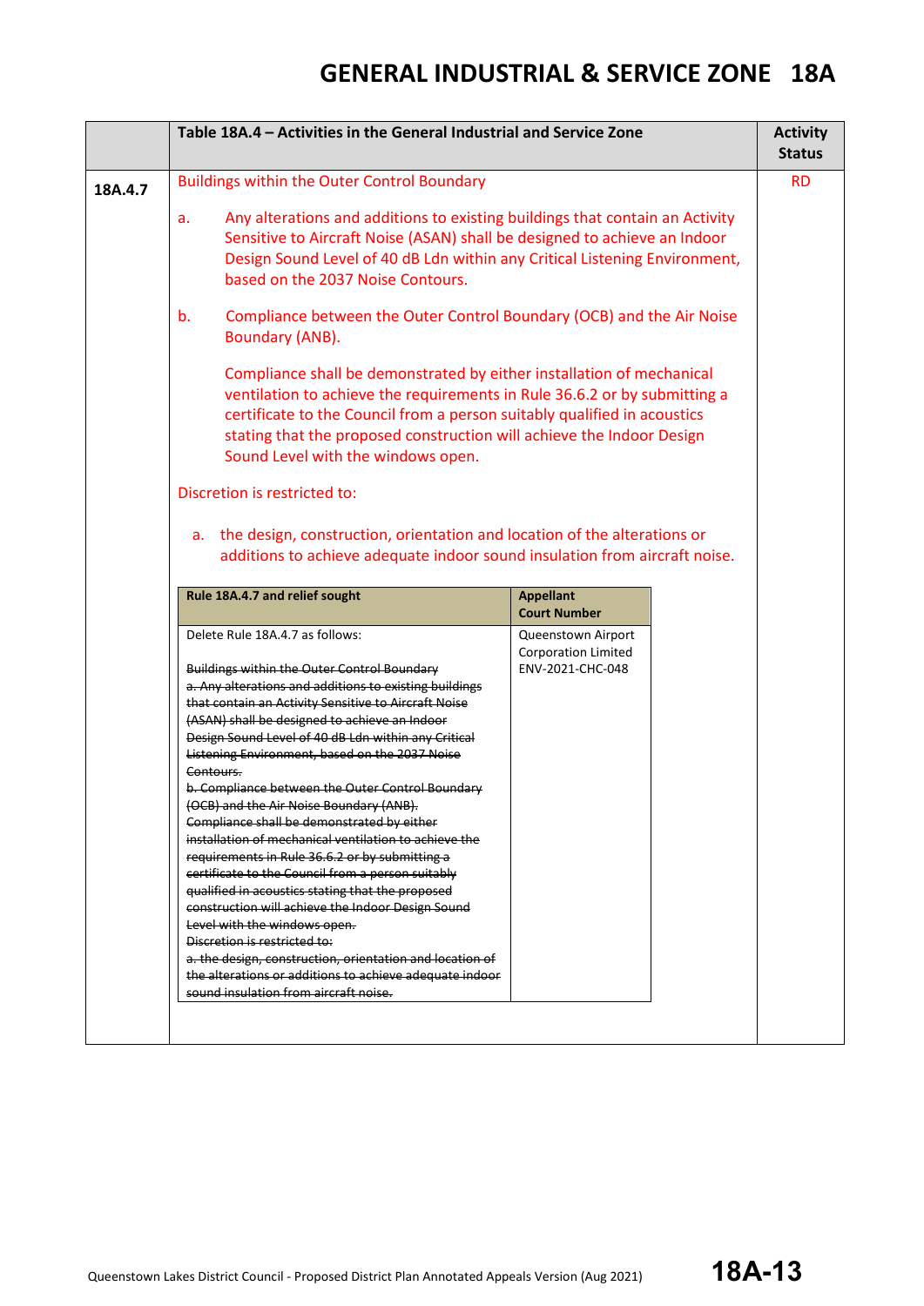# GENERAL INDUSTRIAL & SERVICE ZONE 18A

| | Table 18A.4 – Activities in the General Industrial and Service Zone | Activity Status |
|---|---|---|
| 18A.4.7 | Buildings within the Outer Control Boundary<br><br>a. Any alterations and additions to existing buildings that contain an Activity Sensitive to Aircraft Noise (ASAN) shall be designed to achieve an Indoor Design Sound Level of 40 dB Ldn within any Critical Listening Environment, based on the 2037 Noise Contours.<br><br>b. Compliance between the Outer Control Boundary (OCB) and the Air Noise Boundary (ANB).<br><br>Compliance shall be demonstrated by either installation of mechanical ventilation to achieve the requirements in Rule 36.6.2 or by submitting a certificate to the Council from a person suitably qualified in acoustics stating that the proposed construction will achieve the Indoor Design Sound Level with the windows open.<br><br>Discretion is restricted to:<br><br>a. the design, construction, orientation and location of the alterations or additions to achieve adequate indoor sound insulation from aircraft noise. | RD |

| Rule 18A.4.7 and relief sought | Appellant<br>Court Number |
|---|---|
| Delete Rule 18A.4.7 as follows:<br><br>~~Buildings within the Outer Control Boundary~~<br>~~a. Any alterations and additions to existing buildings that contain an Activity Sensitive to Aircraft Noise (ASAN) shall be designed to achieve an Indoor Design Sound Level of 40 dB Ldn within any Critical Listening Environment, based on the 2037 Noise Contours.~~<br>~~b. Compliance between the Outer Control Boundary (OCB) and the Air Noise Boundary (ANB).~~<br>~~Compliance shall be demonstrated by either installation of mechanical ventilation to achieve the requirements in Rule 36.6.2 or by submitting a certificate to the Council from a person suitably qualified in acoustics stating that the proposed construction will achieve the Indoor Design Sound Level with the windows open.~~<br>~~Discretion is restricted to:~~<br>~~a. the design, construction, orientation and location of the alterations or additions to achieve adequate indoor sound insulation from aircraft noise.~~ | Queenstown Airport Corporation Limited<br>ENV-2021-CHC-048 |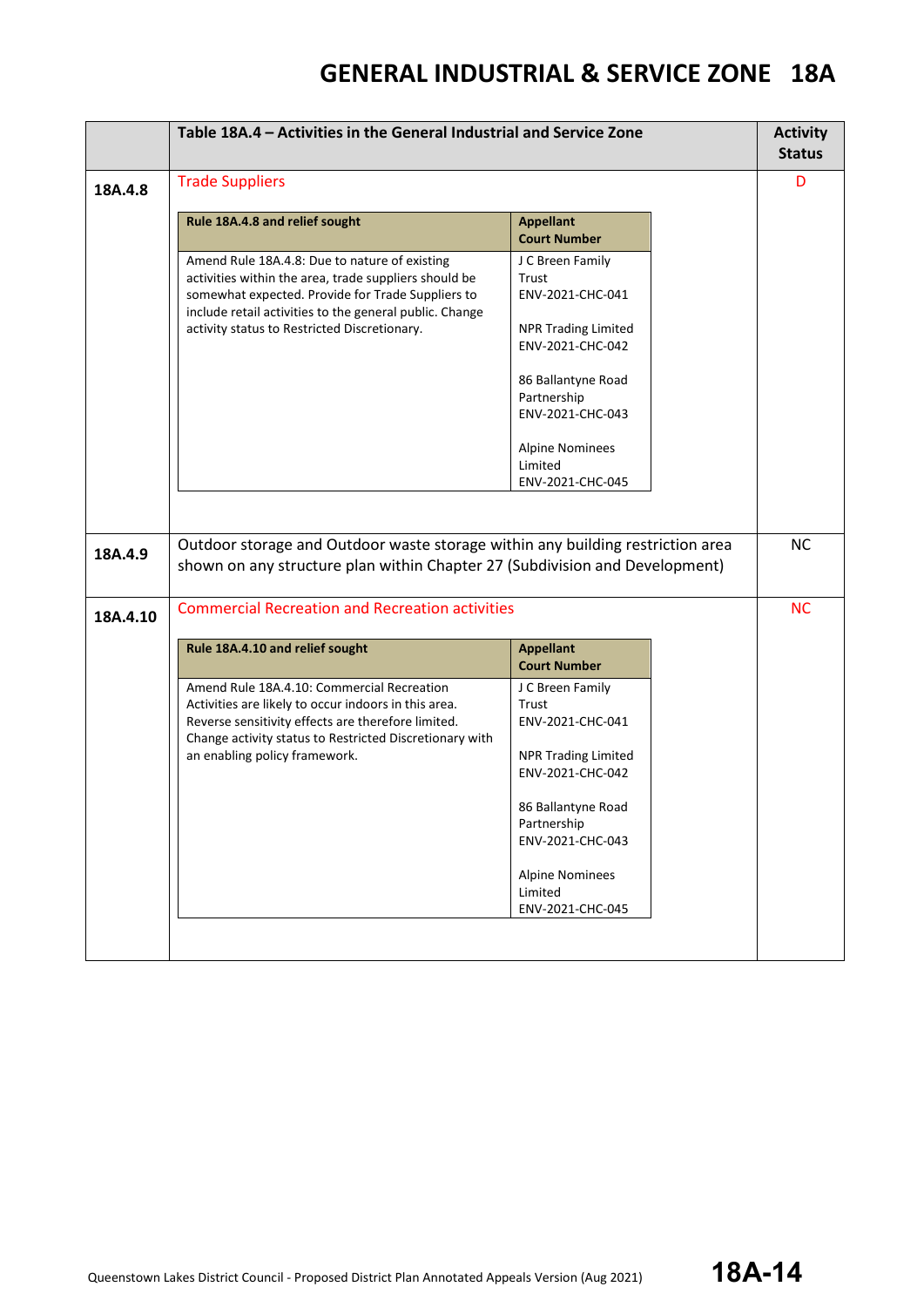| | Table 18A.4 – Activities in the General Industrial and Service Zone | Activity Status |
|---|---|---|
| 18A.4.8 | Trade Suppliers | D |
| 18A.4.9 | Outdoor storage and Outdoor waste storage within any building restriction area shown on any structure plan within Chapter 27 (Subdivision and Development) | NC |
| 18A.4.10 | Commercial Recreation and Recreation activities | NC |

**18A.4.8 – Appeals**

| Rule 18A.4.8 and relief sought | Appellant Court Number |
|---|---|
| Amend Rule 18A.4.8: Due to nature of existing activities within the area, trade suppliers should be somewhat expected. Provide for Trade Suppliers to include retail activities to the general public. Change activity status to Restricted Discretionary. | J C Breen Family Trust ENV-2021-CHC-041<br><br>NPR Trading Limited ENV-2021-CHC-042<br><br>86 Ballantyne Road Partnership ENV-2021-CHC-043<br><br>Alpine Nominees Limited ENV-2021-CHC-045 |

**18A.4.10 – Appeals**

| Rule 18A.4.10 and relief sought | Appellant Court Number |
|---|---|
| Amend Rule 18A.4.10: Commercial Recreation Activities are likely to occur indoors in this area. Reverse sensitivity effects are therefore limited. Change activity status to Restricted Discretionary with an enabling policy framework. | J C Breen Family Trust ENV-2021-CHC-041<br><br>NPR Trading Limited ENV-2021-CHC-042<br><br>86 Ballantyne Road Partnership ENV-2021-CHC-043<br><br>Alpine Nominees Limited ENV-2021-CHC-045 |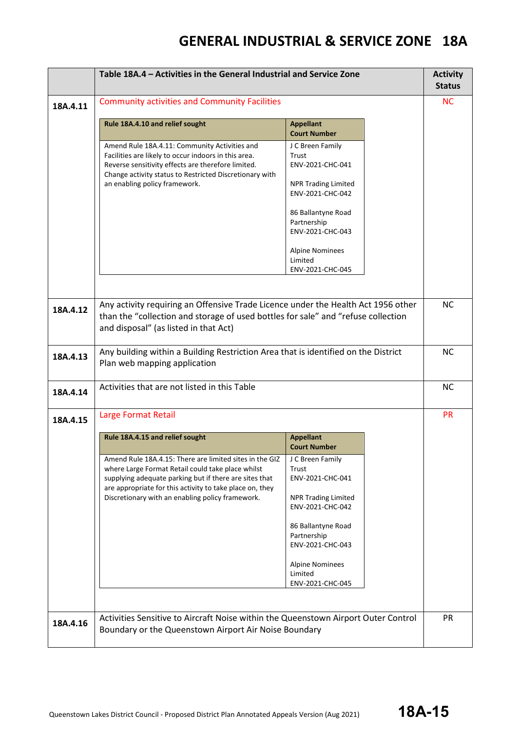# GENERAL INDUSTRIAL & SERVICE ZONE 18A

| | Table 18A.4 – Activities in the General Industrial and Service Zone | Activity Status |
|---|---|---|
| 18A.4.11 | Community activities and Community Facilities<br><br>**Rule 18A.4.10 and relief sought** / **Appellant Court Number**<br><br>Amend Rule 18A.4.11: Community Activities and Facilities are likely to occur indoors in this area. Reverse sensitivity effects are therefore limited. Change activity status to Restricted Discretionary with an enabling policy framework. — J C Breen Family Trust ENV-2021-CHC-041; NPR Trading Limited ENV-2021-CHC-042; 86 Ballantyne Road Partnership ENV-2021-CHC-043; Alpine Nominees Limited ENV-2021-CHC-045 | NC |
| 18A.4.12 | Any activity requiring an Offensive Trade Licence under the Health Act 1956 other than the "collection and storage of used bottles for sale" and "refuse collection and disposal" (as listed in that Act) | NC |
| 18A.4.13 | Any building within a Building Restriction Area that is identified on the District Plan web mapping application | NC |
| 18A.4.14 | Activities that are not listed in this Table | NC |
| 18A.4.15 | Large Format Retail<br><br>**Rule 18A.4.15 and relief sought** / **Appellant Court Number**<br><br>Amend Rule 18A.4.15: There are limited sites in the GIZ where Large Format Retail could take place whilst supplying adequate parking but if there are sites that are appropriate for this activity to take place on, they Discretionary with an enabling policy framework. — J C Breen Family Trust ENV-2021-CHC-041; NPR Trading Limited ENV-2021-CHC-042; 86 Ballantyne Road Partnership ENV-2021-CHC-043; Alpine Nominees Limited ENV-2021-CHC-045 | PR |
| 18A.4.16 | Activities Sensitive to Aircraft Noise within the Queenstown Airport Outer Control Boundary or the Queenstown Airport Air Noise Boundary | PR |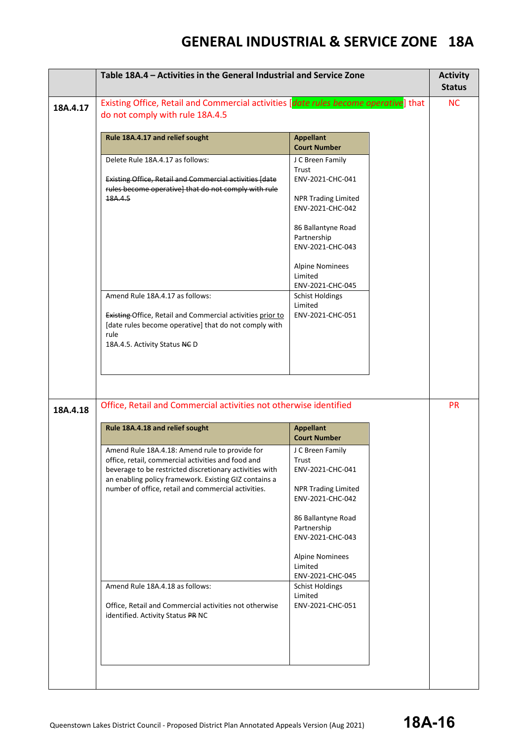# GENERAL INDUSTRIAL & SERVICE ZONE 18A

| | Table 18A.4 – Activities in the General Industrial and Service Zone | Activity Status |
|---|---|---|
| 18A.4.17 | Existing Office, Retail and Commercial activities [*date rules become operative*] that do not comply with rule 18A.4.5 | NC |
| 18A.4.18 | Office, Retail and Commercial activities not otherwise identified | PR |

**18A.4.17**

| Rule 18A.4.17 and relief sought | Appellant Court Number |
|---|---|
| Delete Rule 18A.4.17 as follows:<br><br>~~Existing Office, Retail and Commercial activities [date rules become operative] that do not comply with rule 18A.4.5~~ | J C Breen Family Trust ENV-2021-CHC-041<br><br>NPR Trading Limited ENV-2021-CHC-042<br><br>86 Ballantyne Road Partnership ENV-2021-CHC-043<br><br>Alpine Nominees Limited ENV-2021-CHC-045 |
| Amend Rule 18A.4.17 as follows:<br><br>~~Existing~~ Office, Retail and Commercial activities <u>prior to</u> [date rules become operative] that do not comply with rule 18A.4.5. Activity Status ~~NC~~ D | Schist Holdings Limited ENV-2021-CHC-051 |

**18A.4.18**

| Rule 18A.4.18 and relief sought | Appellant Court Number |
|---|---|
| Amend Rule 18A.4.18: Amend rule to provide for office, retail, commercial activities and food and beverage to be restricted discretionary activities with an enabling policy framework. Existing GIZ contains a number of office, retail and commercial activities. | J C Breen Family Trust ENV-2021-CHC-041<br><br>NPR Trading Limited ENV-2021-CHC-042<br><br>86 Ballantyne Road Partnership ENV-2021-CHC-043<br><br>Alpine Nominees Limited ENV-2021-CHC-045 |
| Amend Rule 18A.4.18 as follows:<br><br>Office, Retail and Commercial activities not otherwise identified. Activity Status ~~PR~~ NC | Schist Holdings Limited ENV-2021-CHC-051 |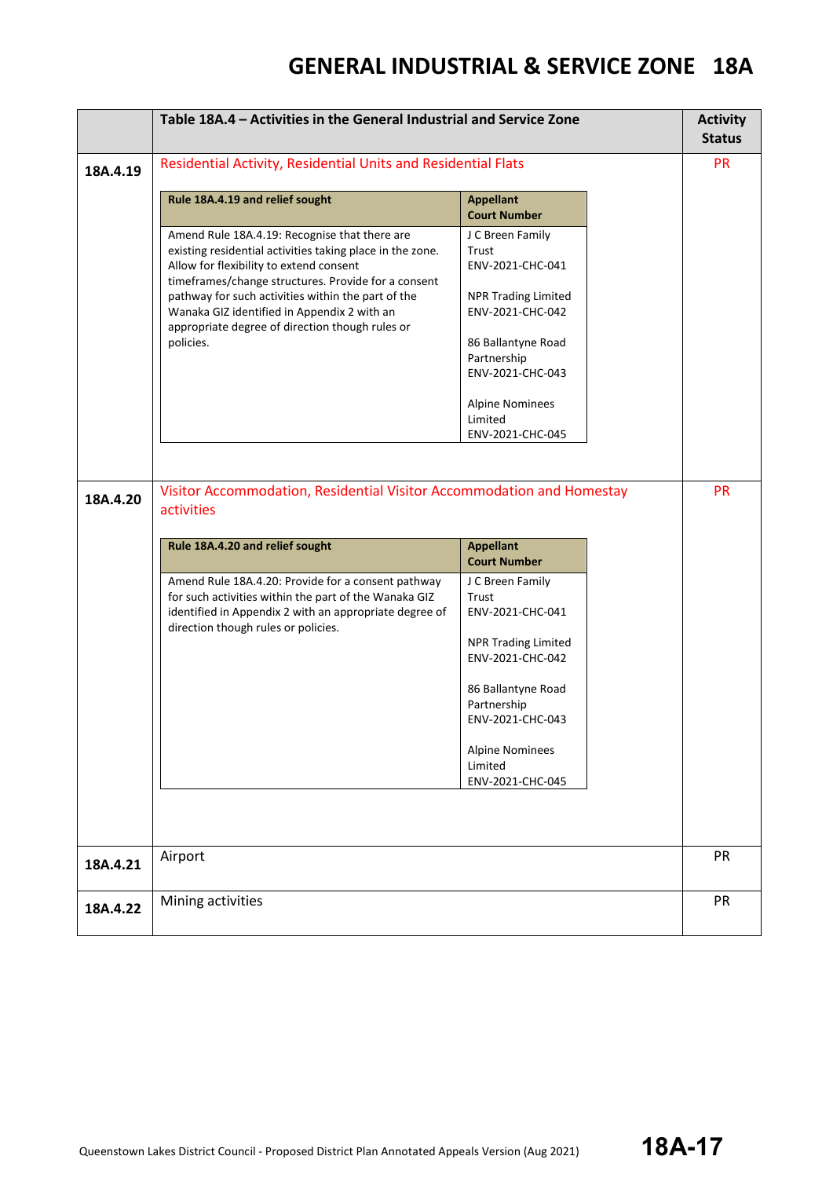# GENERAL INDUSTRIAL & SERVICE ZONE 18A

| | Table 18A.4 – Activities in the General Industrial and Service Zone | Activity Status |
|---|---|---|
| 18A.4.19 | Residential Activity, Residential Units and Residential Flats | PR |
| 18A.4.20 | Visitor Accommodation, Residential Visitor Accommodation and Homestay activities | PR |
| 18A.4.21 | Airport | PR |
| 18A.4.22 | Mining activities | PR |

**18A.4.19**

| Rule 18A.4.19 and relief sought | Appellant Court Number |
|---|---|
| Amend Rule 18A.4.19: Recognise that there are existing residential activities taking place in the zone. Allow for flexibility to extend consent timeframes/change structures. Provide for a consent pathway for such activities within the part of the Wanaka GIZ identified in Appendix 2 with an appropriate degree of direction though rules or policies. | J C Breen Family Trust ENV-2021-CHC-041<br><br>NPR Trading Limited ENV-2021-CHC-042<br><br>86 Ballantyne Road Partnership ENV-2021-CHC-043<br><br>Alpine Nominees Limited ENV-2021-CHC-045 |

**18A.4.20**

| Rule 18A.4.20 and relief sought | Appellant Court Number |
|---|---|
| Amend Rule 18A.4.20: Provide for a consent pathway for such activities within the part of the Wanaka GIZ identified in Appendix 2 with an appropriate degree of direction though rules or policies. | J C Breen Family Trust ENV-2021-CHC-041<br><br>NPR Trading Limited ENV-2021-CHC-042<br><br>86 Ballantyne Road Partnership ENV-2021-CHC-043<br><br>Alpine Nominees Limited ENV-2021-CHC-045 |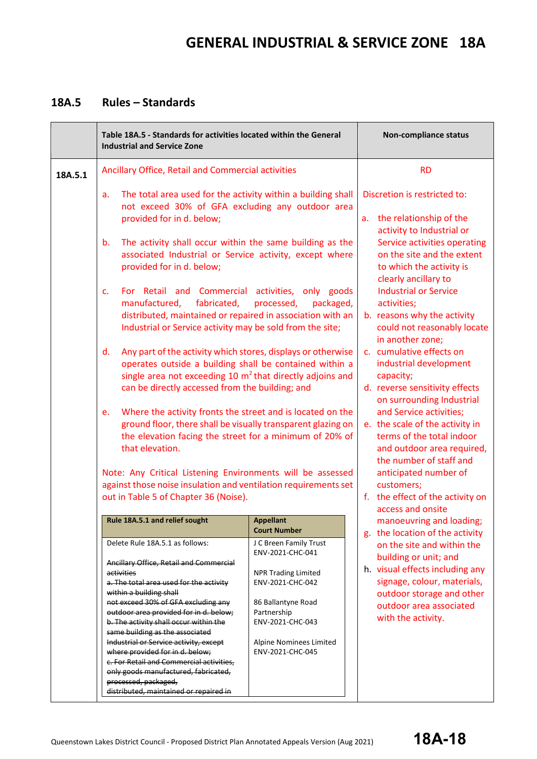# GENERAL INDUSTRIAL & SERVICE ZONE 18A

## 18A.5 Rules – Standards

| | Table 18A.5 - Standards for activities located within the General Industrial and Service Zone | Non-compliance status |
|---|---|---|
| 18A.5.1 | Ancillary Office, Retail and Commercial activities<br><br>a. The total area used for the activity within a building shall not exceed 30% of GFA excluding any outdoor area provided for in d. below;<br><br>b. The activity shall occur within the same building as the associated Industrial or Service activity, except where provided for in d. below;<br><br>c. For Retail and Commercial activities, only goods manufactured, fabricated, processed, packaged, distributed, maintained or repaired in association with an Industrial or Service activity may be sold from the site;<br><br>d. Any part of the activity which stores, displays or otherwise operates outside a building shall be contained within a single area not exceeding 10 m$^2$ that directly adjoins and can be directly accessed from the building; and<br><br>e. Where the activity fronts the street and is located on the ground floor, there shall be visually transparent glazing on the elevation facing the street for a minimum of 20% of that elevation.<br><br>Note: Any Critical Listening Environments will be assessed against those noise insulation and ventilation requirements set out in Table 5 of Chapter 36 (Noise). | RD<br><br>Discretion is restricted to:<br><br>a. the relationship of the activity to Industrial or Service activities operating on the site and the extent to which the activity is clearly ancillary to Industrial or Service activities;<br>b. reasons why the activity could not reasonably locate in another zone;<br>c. cumulative effects on industrial development capacity;<br>d. reverse sensitivity effects on surrounding Industrial and Service activities;<br>e. the scale of the activity in terms of the total indoor and outdoor area required, the number of staff and anticipated number of customers;<br>f. the effect of the activity on access and onsite manoeuvring and loading;<br>g. the location of the activity on the site and within the building or unit; and<br>h. visual effects including any signage, colour, materials, outdoor storage and other outdoor area associated with the activity. |

| Rule 18A.5.1 and relief sought | Appellant Court Number |
|---|---|
| Delete Rule 18A.5.1 as follows:<br><br>~~Ancillary Office, Retail and Commercial activities~~<br>~~a. The total area used for the activity within a building shall not exceed 30% of GFA excluding any outdoor area provided for in d. below;~~<br>~~b. The activity shall occur within the same building as the associated Industrial or Service activity, except where provided for in d. below;~~<br>~~c. For Retail and Commercial activities, only goods manufactured, fabricated, processed, packaged, distributed, maintained or repaired in~~ | J C Breen Family Trust ENV-2021-CHC-041<br><br>NPR Trading Limited ENV-2021-CHC-042<br><br>86 Ballantyne Road Partnership ENV-2021-CHC-043<br><br>Alpine Nominees Limited ENV-2021-CHC-045 |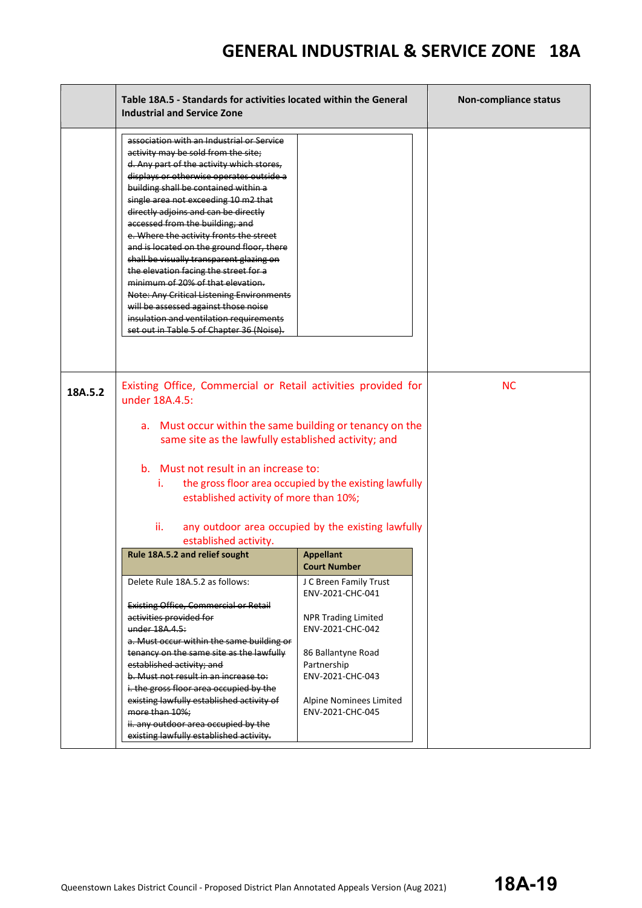# GENERAL INDUSTRIAL & SERVICE ZONE 18A

| | Table 18A.5 - Standards for activities located within the General Industrial and Service Zone | Non-compliance status |
|---|---|---|
| | ~~association with an Industrial or Service activity may be sold from the site;~~<br>~~d. Any part of the activity which stores, displays or otherwise operates outside a building shall be contained within a single area not exceeding 10 m2 that directly adjoins and can be directly accessed from the building; and~~<br>~~e. Where the activity fronts the street and is located on the ground floor, there shall be visually transparent glazing on the elevation facing the street for a minimum of 20% of that elevation.~~<br>~~Note: Any Critical Listening Environments will be assessed against those noise insulation and ventilation requirements set out in Table 5 of Chapter 36 (Noise).~~ | |
| **18A.5.2** | Existing Office, Commercial or Retail activities provided for under 18A.4.5:<br><br>a. Must occur within the same building or tenancy on the same site as the lawfully established activity; and<br><br>b. Must not result in an increase to:<br>i. the gross floor area occupied by the existing lawfully established activity of more than 10%;<br>ii. any outdoor area occupied by the existing lawfully established activity. | NC |

| Rule 18A.5.2 and relief sought | Appellant Court Number |
|---|---|
| Delete Rule 18A.5.2 as follows:<br><br>~~Existing Office, Commercial or Retail activities provided for under 18A.4.5:~~<br>~~a. Must occur within the same building or tenancy on the same site as the lawfully established activity; and~~<br>~~b. Must not result in an increase to:~~<br>~~i. the gross floor area occupied by the existing lawfully established activity of more than 10%;~~<br>~~ii. any outdoor area occupied by the existing lawfully established activity.~~ | J C Breen Family Trust<br>ENV-2021-CHC-041<br><br>NPR Trading Limited<br>ENV-2021-CHC-042<br><br>86 Ballantyne Road Partnership<br>ENV-2021-CHC-043<br><br>Alpine Nominees Limited<br>ENV-2021-CHC-045 |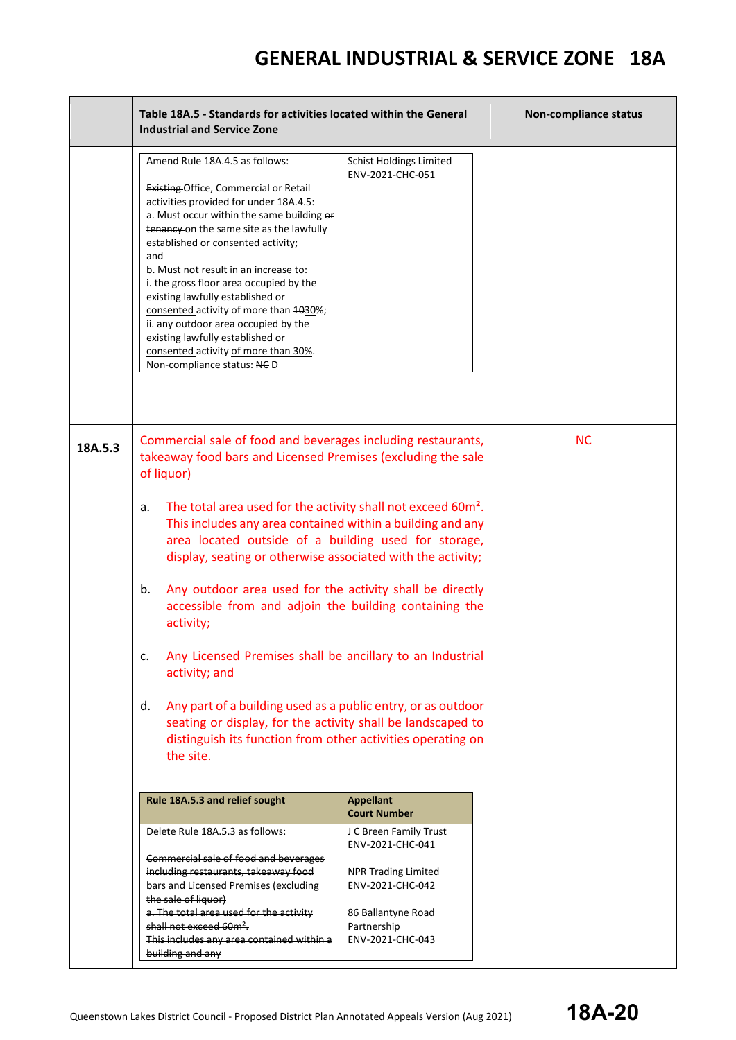| | Table 18A.5 - Standards for activities located within the General Industrial and Service Zone | Non-compliance status |
|---|---|---|
| | Amend Rule 18A.4.5 as follows:<br><br>~~Existing~~ Office, Commercial or Retail activities provided for under 18A.4.5:<br>a. Must occur within the same building ~~or tenancy~~ on the same site as the lawfully established <u>or consented</u> activity;<br>and<br>b. Must not result in an increase to:<br>i. the gross floor area occupied by the existing lawfully established <u>or consented</u> activity of more than ~~10~~<u>30</u>%;<br>ii. any outdoor area occupied by the existing lawfully established <u>or consented</u> activity <u>of more than 30%</u>.<br>Non-compliance status: ~~NC~~ D — Schist Holdings Limited ENV-2021-CHC-051 | |
| 18A.5.3 | Commercial sale of food and beverages including restaurants, takeaway food bars and Licensed Premises (excluding the sale of liquor)<br><br>a. The total area used for the activity shall not exceed 60m². This includes any area contained within a building and any area located outside of a building used for storage, display, seating or otherwise associated with the activity;<br><br>b. Any outdoor area used for the activity shall be directly accessible from and adjoin the building containing the activity;<br><br>c. Any Licensed Premises shall be ancillary to an Industrial activity; and<br><br>d. Any part of a building used as a public entry, or as outdoor seating or display, for the activity shall be landscaped to distinguish its function from other activities operating on the site. | NC |

| Rule 18A.5.3 and relief sought | Appellant Court Number |
|---|---|
| Delete Rule 18A.5.3 as follows:<br><br>~~Commercial sale of food and beverages including restaurants, takeaway food bars and Licensed Premises (excluding the sale of liquor)~~<br>~~a. The total area used for the activity shall not exceed 60m².~~<br>~~This includes any area contained within a building and any~~ | J C Breen Family Trust ENV-2021-CHC-041<br><br>NPR Trading Limited ENV-2021-CHC-042<br><br>86 Ballantyne Road Partnership ENV-2021-CHC-043 |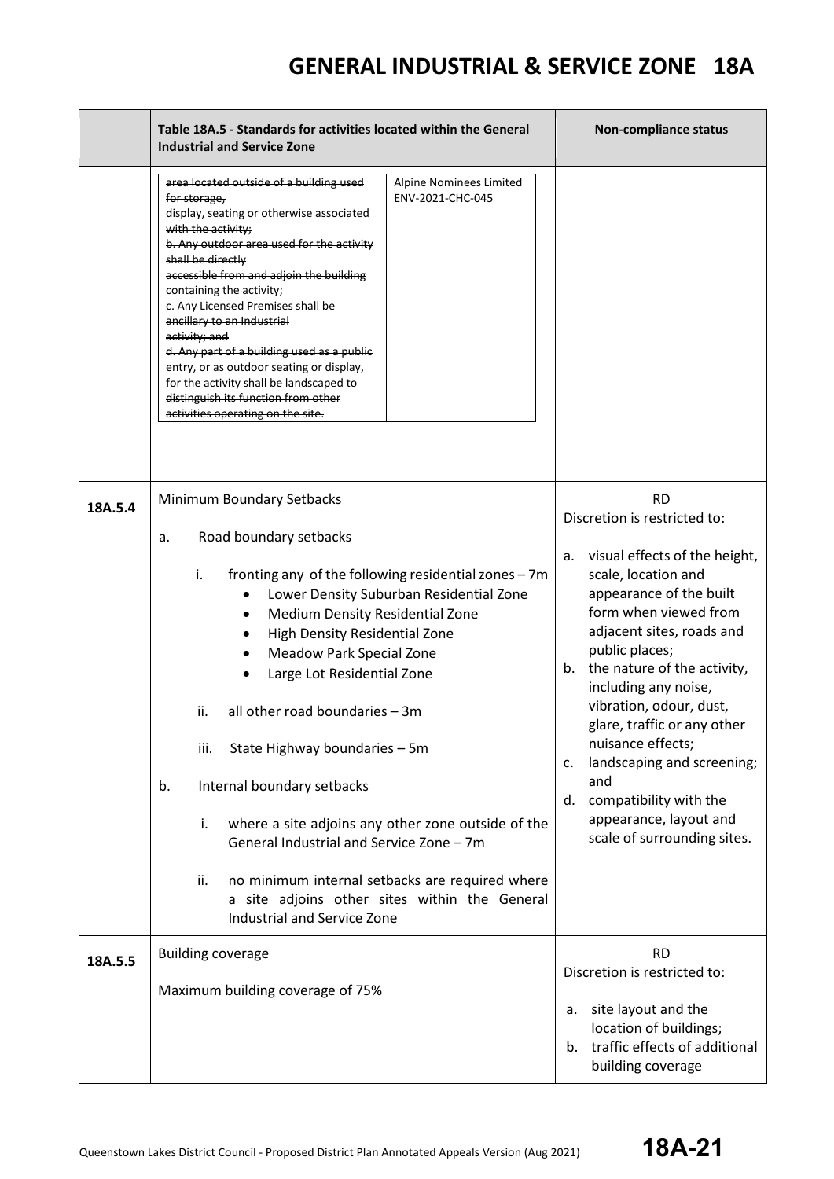| | Table 18A.5 - Standards for activities located within the General Industrial and Service Zone | Non-compliance status |
|---|---|---|
| | ~~area located outside of a building used for storage, display, seating or otherwise associated with the activity;~~<br>~~b. Any outdoor area used for the activity shall be directly accessible from and adjoin the building containing the activity;~~<br>~~c. Any Licensed Premises shall be ancillary to an Industrial activity; and~~<br>~~d. Any part of a building used as a public entry, or as outdoor seating or display, for the activity shall be landscaped to distinguish its function from other activities operating on the site.~~<br><br>Alpine Nominees Limited ENV-2021-CHC-045 | |
| 18A.5.4 | Minimum Boundary Setbacks<br><br>a. Road boundary setbacks<br><br>i. fronting any of the following residential zones – 7m<br>• Lower Density Suburban Residential Zone<br>• Medium Density Residential Zone<br>• High Density Residential Zone<br>• Meadow Park Special Zone<br>• Large Lot Residential Zone<br><br>ii. all other road boundaries – 3m<br><br>iii. State Highway boundaries – 5m<br><br>b. Internal boundary setbacks<br><br>i. where a site adjoins any other zone outside of the General Industrial and Service Zone – 7m<br><br>ii. no minimum internal setbacks are required where a site adjoins other sites within the General Industrial and Service Zone | RD<br>Discretion is restricted to:<br><br>a. visual effects of the height, scale, location and appearance of the built form when viewed from adjacent sites, roads and public places;<br>b. the nature of the activity, including any noise, vibration, odour, dust, glare, traffic or any other nuisance effects;<br>c. landscaping and screening; and<br>d. compatibility with the appearance, layout and scale of surrounding sites. |
| 18A.5.5 | Building coverage<br><br>Maximum building coverage of 75% | RD<br>Discretion is restricted to:<br><br>a. site layout and the location of buildings;<br>b. traffic effects of additional building coverage |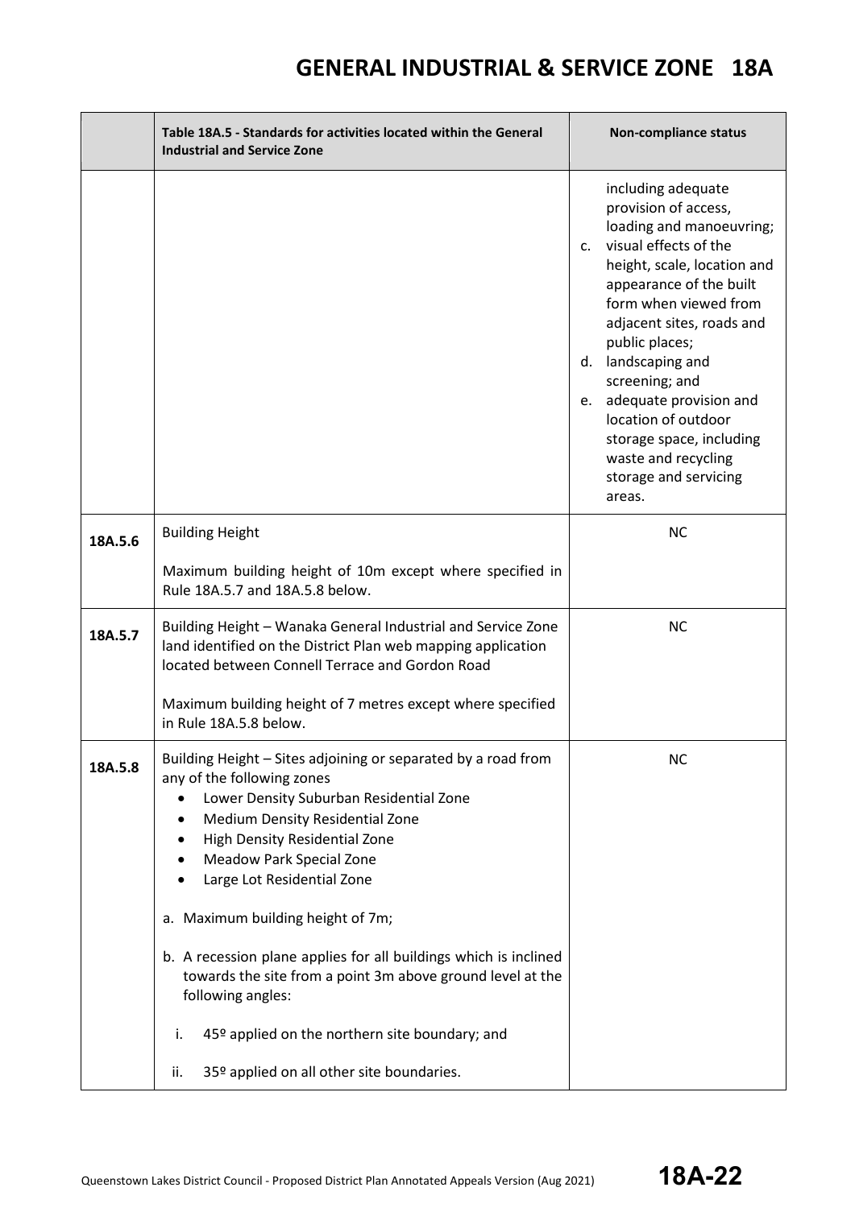| | Table 18A.5 - Standards for activities located within the General Industrial and Service Zone | Non-compliance status |
|---|---|---|
| | | including adequate provision of access, loading and manoeuvring;<br>c. visual effects of the height, scale, location and appearance of the built form when viewed from adjacent sites, roads and public places;<br>d. landscaping and screening; and<br>e. adequate provision and location of outdoor storage space, including waste and recycling storage and servicing areas. |
| **18A.5.6** | Building Height<br><br>Maximum building height of 10m except where specified in Rule 18A.5.7 and 18A.5.8 below. | NC |
| **18A.5.7** | Building Height – Wanaka General Industrial and Service Zone land identified on the District Plan web mapping application located between Connell Terrace and Gordon Road<br><br>Maximum building height of 7 metres except where specified in Rule 18A.5.8 below. | NC |
| **18A.5.8** | Building Height – Sites adjoining or separated by a road from any of the following zones<br>• Lower Density Suburban Residential Zone<br>• Medium Density Residential Zone<br>• High Density Residential Zone<br>• Meadow Park Special Zone<br>• Large Lot Residential Zone<br><br>a. Maximum building height of 7m;<br><br>b. A recession plane applies for all buildings which is inclined towards the site from a point 3m above ground level at the following angles:<br><br>i. 45º applied on the northern site boundary; and<br><br>ii. 35º applied on all other site boundaries. | NC |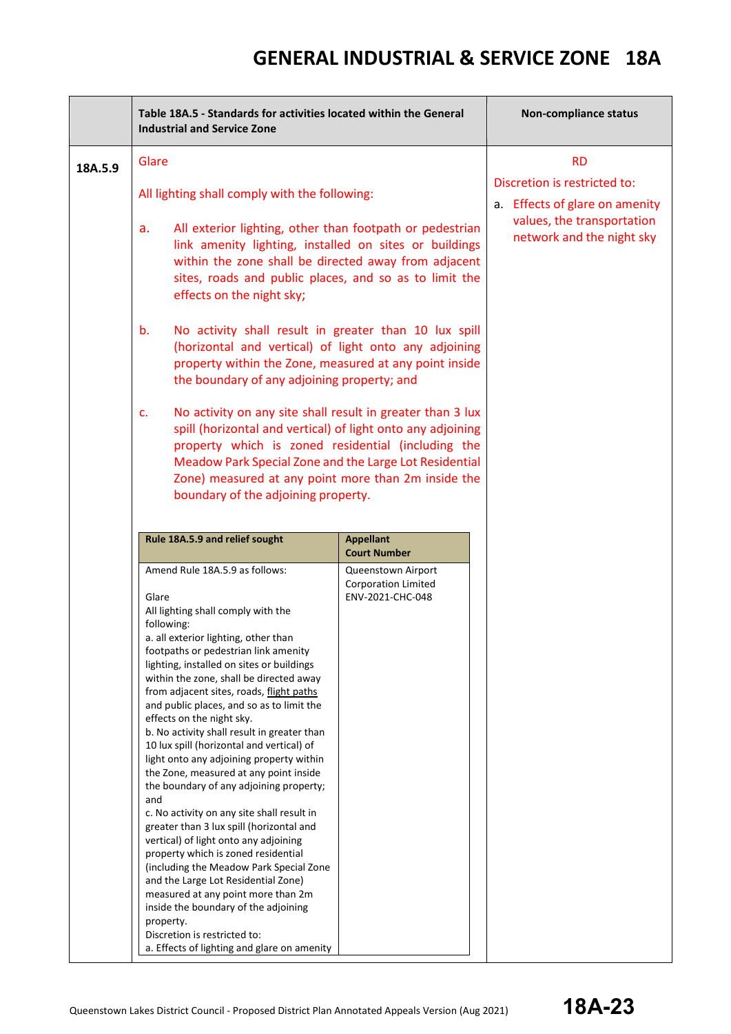# GENERAL INDUSTRIAL & SERVICE ZONE 18A

| | Table 18A.5 - Standards for activities located within the General Industrial and Service Zone | Non-compliance status |
|---|---|---|
| 18A.5.9 | Glare<br><br>All lighting shall comply with the following:<br><br>a. All exterior lighting, other than footpath or pedestrian link amenity lighting, installed on sites or buildings within the zone shall be directed away from adjacent sites, roads and public places, and so as to limit the effects on the night sky;<br><br>b. No activity shall result in greater than 10 lux spill (horizontal and vertical) of light onto any adjoining property within the Zone, measured at any point inside the boundary of any adjoining property; and<br><br>c. No activity on any site shall result in greater than 3 lux spill (horizontal and vertical) of light onto any adjoining property which is zoned residential (including the Meadow Park Special Zone and the Large Lot Residential Zone) measured at any point more than 2m inside the boundary of the adjoining property. | RD<br>Discretion is restricted to:<br>a. Effects of glare on amenity values, the transportation network and the night sky |

| Rule 18A.5.9 and relief sought | Appellant Court Number |
|---|---|
| Amend Rule 18A.5.9 as follows:<br><br>Glare<br>All lighting shall comply with the following:<br>a. all exterior lighting, other than footpaths or pedestrian link amenity lighting, installed on sites or buildings within the zone, shall be directed away from adjacent sites, roads, <u>flight paths</u> and public places, and so as to limit the effects on the night sky.<br>b. No activity shall result in greater than 10 lux spill (horizontal and vertical) of light onto any adjoining property within the Zone, measured at any point inside the boundary of any adjoining property; and<br>c. No activity on any site shall result in greater than 3 lux spill (horizontal and vertical) of light onto any adjoining property which is zoned residential (including the Meadow Park Special Zone and the Large Lot Residential Zone) measured at any point more than 2m inside the boundary of the adjoining property.<br>Discretion is restricted to:<br>a. Effects of lighting and glare on amenity | Queenstown Airport Corporation Limited<br>ENV-2021-CHC-048 |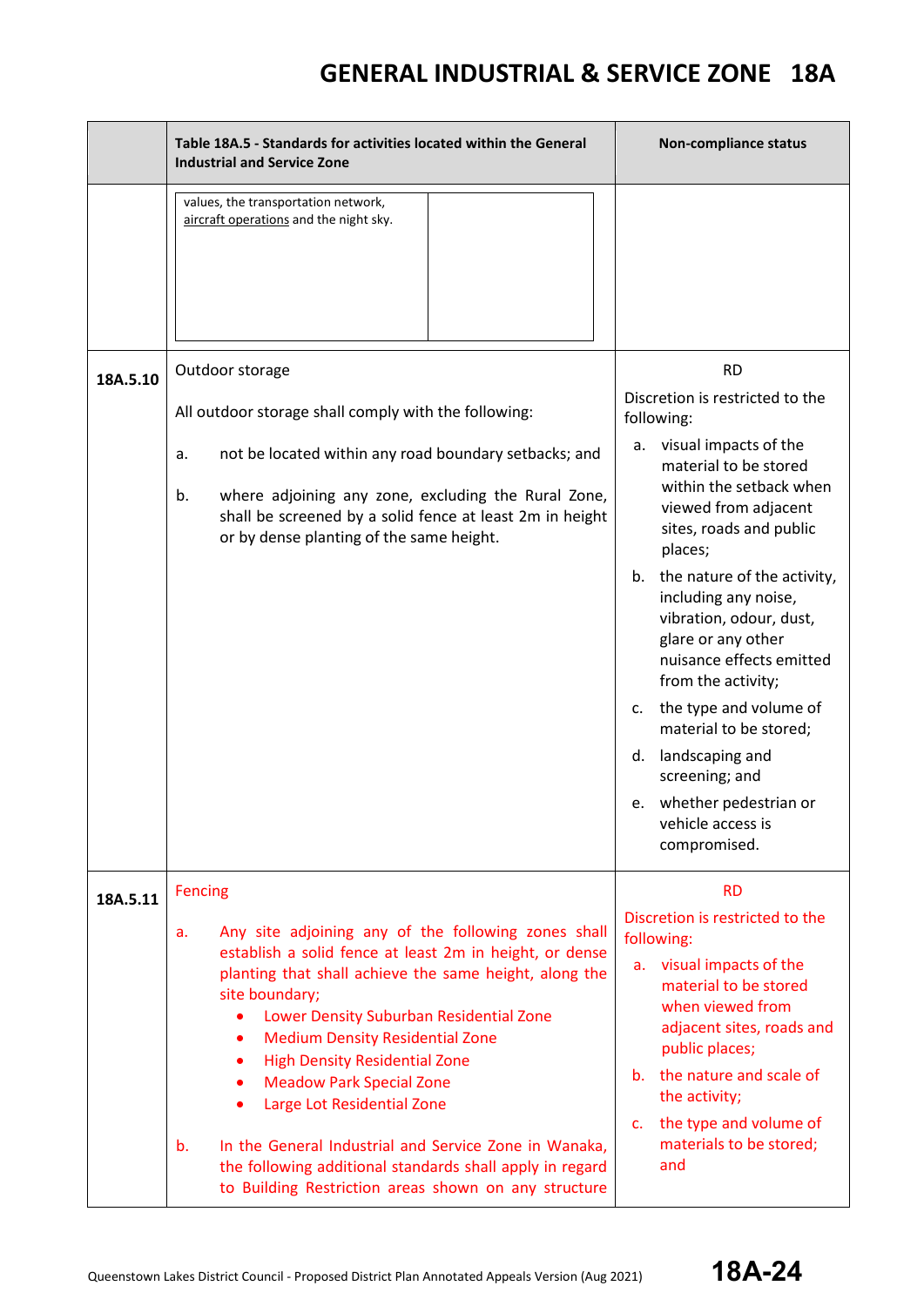| | Table 18A.5 - Standards for activities located within the General Industrial and Service Zone | Non-compliance status |
|---|---|---|
| | values, the transportation network, aircraft operations and the night sky. | |
| **18A.5.10** | Outdoor storage<br><br>All outdoor storage shall comply with the following:<br><br>a. not be located within any road boundary setbacks; and<br><br>b. where adjoining any zone, excluding the Rural Zone, shall be screened by a solid fence at least 2m in height or by dense planting of the same height. | RD<br><br>Discretion is restricted to the following:<br><br>a. visual impacts of the material to be stored within the setback when viewed from adjacent sites, roads and public places;<br><br>b. the nature of the activity, including any noise, vibration, odour, dust, glare or any other nuisance effects emitted from the activity;<br><br>c. the type and volume of material to be stored;<br><br>d. landscaping and screening; and<br><br>e. whether pedestrian or vehicle access is compromised. |
| **18A.5.11** | Fencing<br><br>a. Any site adjoining any of the following zones shall establish a solid fence at least 2m in height, or dense planting that shall achieve the same height, along the site boundary;<br>• Lower Density Suburban Residential Zone<br>• Medium Density Residential Zone<br>• High Density Residential Zone<br>• Meadow Park Special Zone<br>• Large Lot Residential Zone<br><br>b. In the General Industrial and Service Zone in Wanaka, the following additional standards shall apply in regard to Building Restriction areas shown on any structure | RD<br><br>Discretion is restricted to the following:<br><br>a. visual impacts of the material to be stored when viewed from adjacent sites, roads and public places;<br><br>b. the nature and scale of the activity;<br><br>c. the type and volume of materials to be stored; and |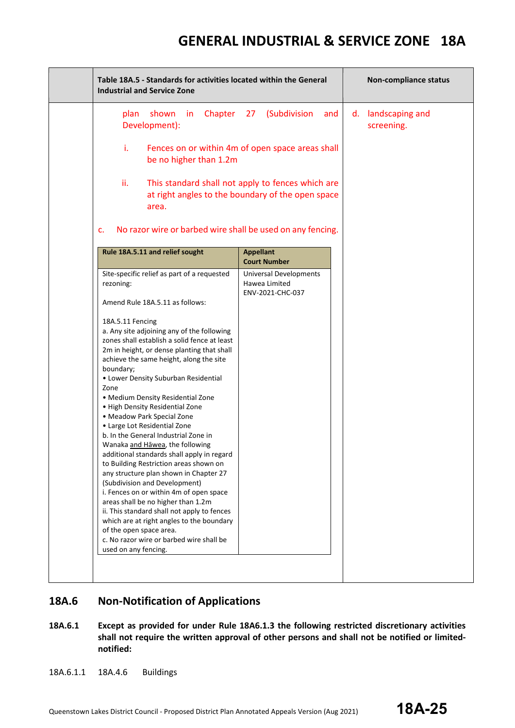| | Table 18A.5 - Standards for activities located within the General Industrial and Service Zone | Non-compliance status |
|---|---|---|
| | plan shown in Chapter 27 (Subdivision and Development):<br><br>i. Fences on or within 4m of open space areas shall be no higher than 1.2m<br><br>ii. This standard shall not apply to fences which are at right angles to the boundary of the open space area.<br><br>c. No razor wire or barbed wire shall be used on any fencing. | d. landscaping and screening. |

| Rule 18A.5.11 and relief sought | Appellant Court Number |
|---|---|
| Site-specific relief as part of a requested rezoning:<br><br>Amend Rule 18A.5.11 as follows:<br><br>18A.5.11 Fencing<br>a. Any site adjoining any of the following zones shall establish a solid fence at least 2m in height, or dense planting that shall achieve the same height, along the site boundary;<br>• Lower Density Suburban Residential Zone<br>• Medium Density Residential Zone<br>• High Density Residential Zone<br>• Meadow Park Special Zone<br>• Large Lot Residential Zone<br>b. In the General Industrial Zone in Wanaka <u>and Hāwea</u>, the following additional standards shall apply in regard to Building Restriction areas shown on any structure plan shown in Chapter 27 (Subdivision and Development)<br>i. Fences on or within 4m of open space areas shall be no higher than 1.2m<br>ii. This standard shall not apply to fences which are at right angles to the boundary of the open space area.<br>c. No razor wire or barbed wire shall be used on any fencing. | Universal Developments Hawea Limited<br>ENV-2021-CHC-037 |

## 18A.6 Non-Notification of Applications

**18A.6.1 Except as provided for under Rule 18A6.1.3 the following restricted discretionary activities shall not require the written approval of other persons and shall not be notified or limited-notified:**

18A.6.1.1 18A.4.6 Buildings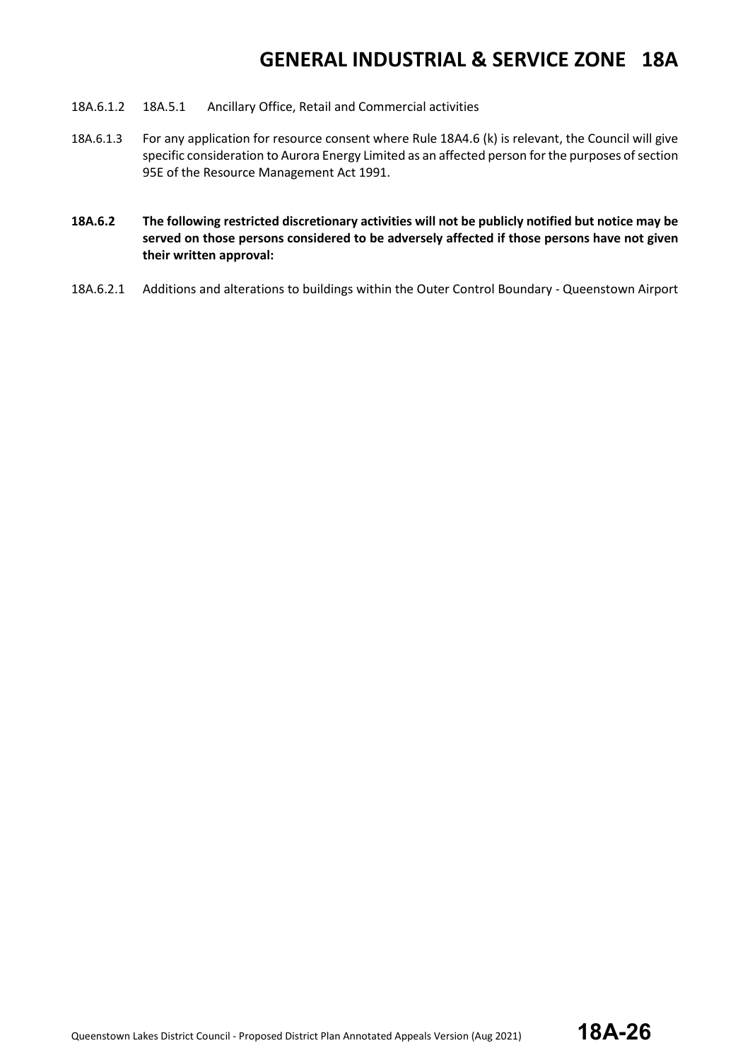18A.6.1.2 18A.5.1 Ancillary Office, Retail and Commercial activities

18A.6.1.3 For any application for resource consent where Rule 18A4.6 (k) is relevant, the Council will give specific consideration to Aurora Energy Limited as an affected person for the purposes of section 95E of the Resource Management Act 1991.

**18A.6.2 The following restricted discretionary activities will not be publicly notified but notice may be served on those persons considered to be adversely affected if those persons have not given their written approval:**

18A.6.2.1 Additions and alterations to buildings within the Outer Control Boundary - Queenstown Airport